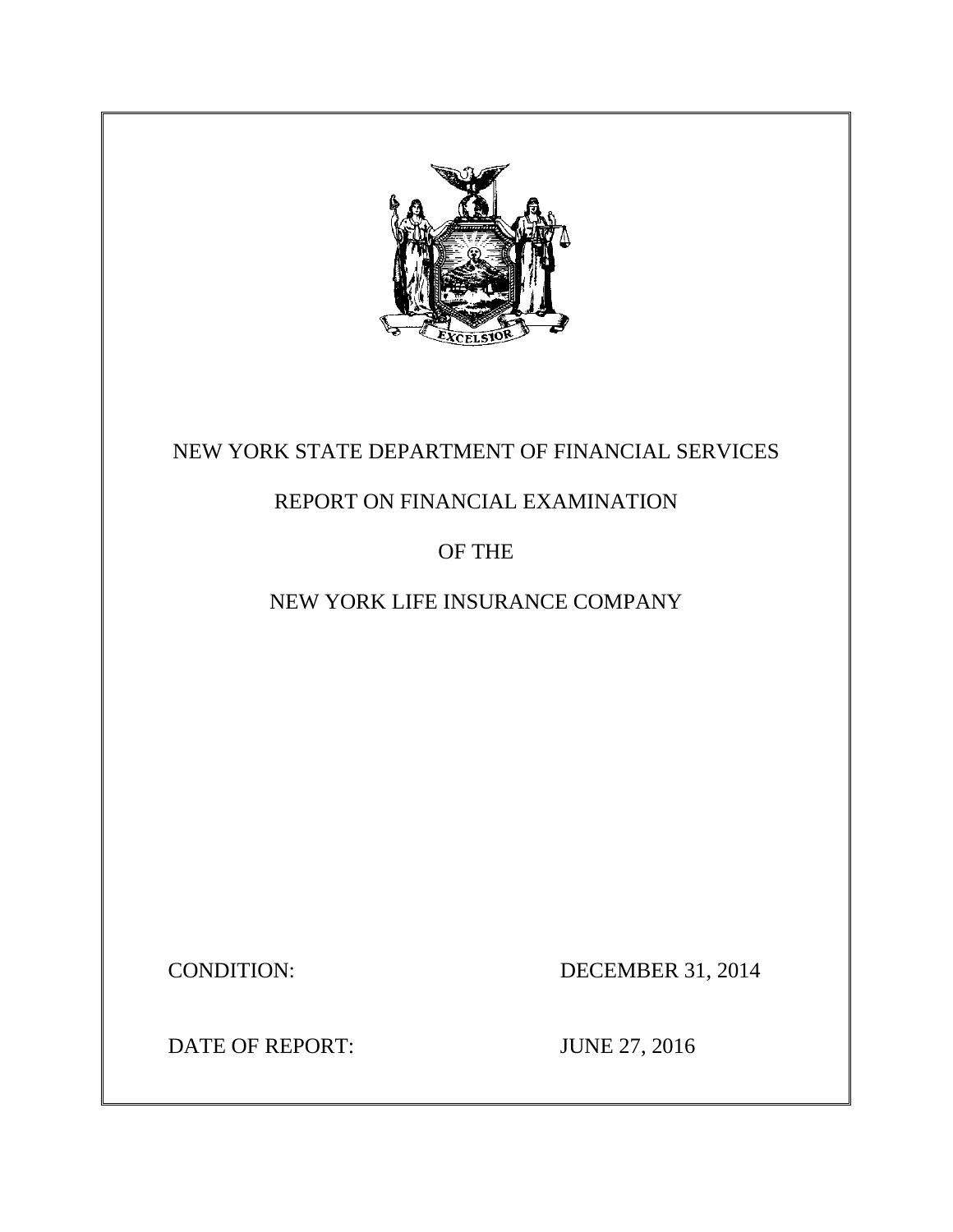NEW YORK STATE DEPARTMENT OF FINANCIAL SERVICES

REPORT ON FINANCIAL EXAMINATION

OF THE

NEW YORK LIFE INSURANCE COMPANY

CONDITION: DECEMBER 31, 2014

DATE OF REPORT: JUNE 27, 2016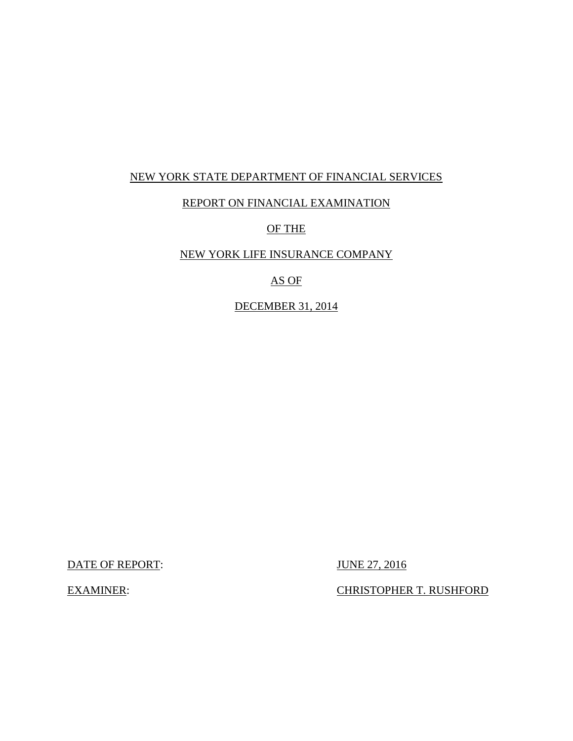NEW YORK STATE DEPARTMENT OF FINANCIAL SERVICES

REPORT ON FINANCIAL EXAMINATION

OF THE

NEW YORK LIFE INSURANCE COMPANY

AS OF

DECEMBER 31, 2014

DATE OF REPORT: JUNE 27, 2016

EXAMINER: CHRISTOPHER T. RUSHFORD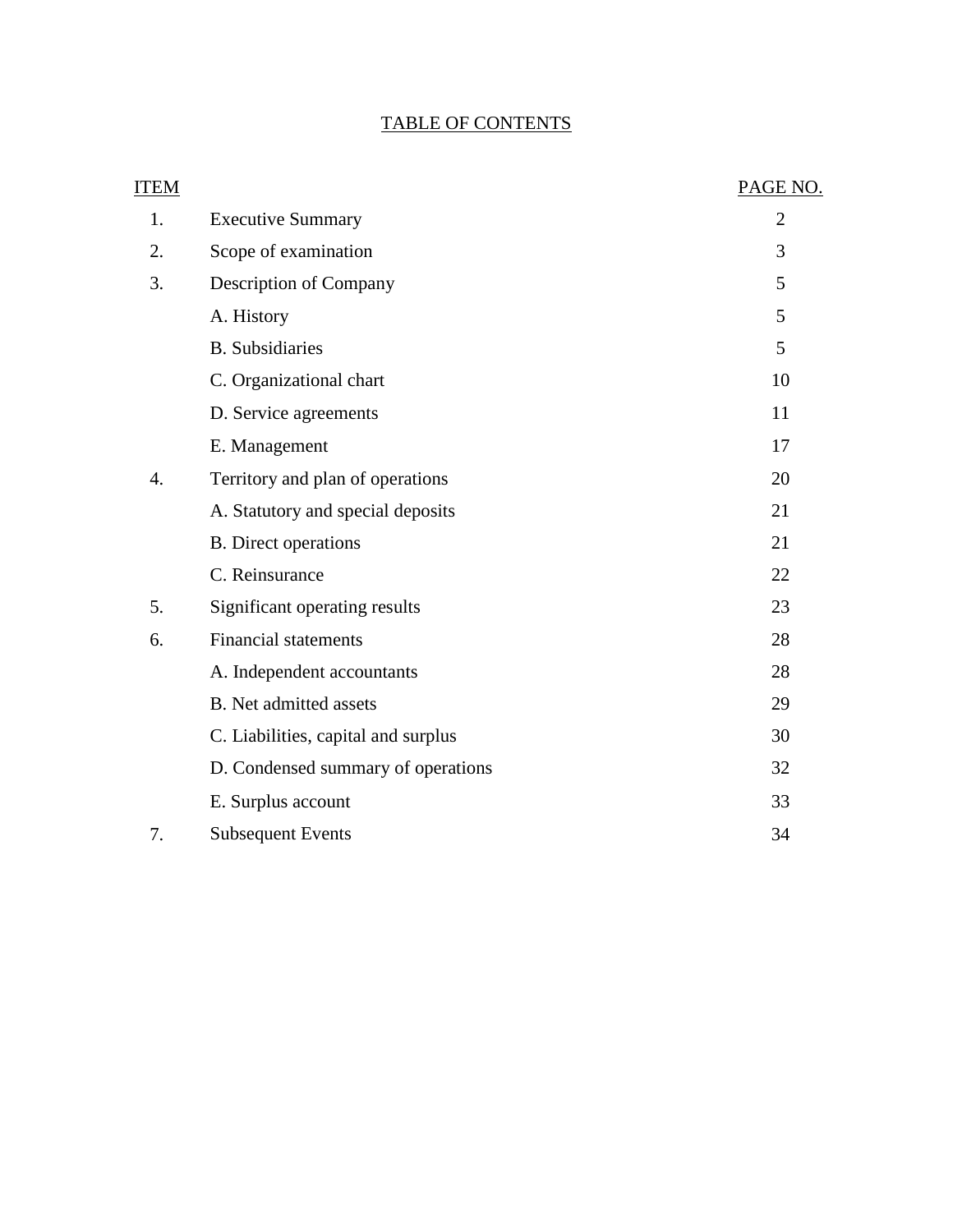# TABLE OF CONTENTS

| ITEM | | PAGE NO. |
|---|---|---|
| 1. | Executive Summary | 2 |
| 2. | Scope of examination | 3 |
| 3. | Description of Company | 5 |
| | A. History | 5 |
| | B. Subsidiaries | 5 |
| | C. Organizational chart | 10 |
| | D. Service agreements | 11 |
| | E. Management | 17 |
| 4. | Territory and plan of operations | 20 |
| | A. Statutory and special deposits | 21 |
| | B. Direct operations | 21 |
| | C. Reinsurance | 22 |
| 5. | Significant operating results | 23 |
| 6. | Financial statements | 28 |
| | A. Independent accountants | 28 |
| | B. Net admitted assets | 29 |
| | C. Liabilities, capital and surplus | 30 |
| | D. Condensed summary of operations | 32 |
| | E. Surplus account | 33 |
| 7. | Subsequent Events | 34 |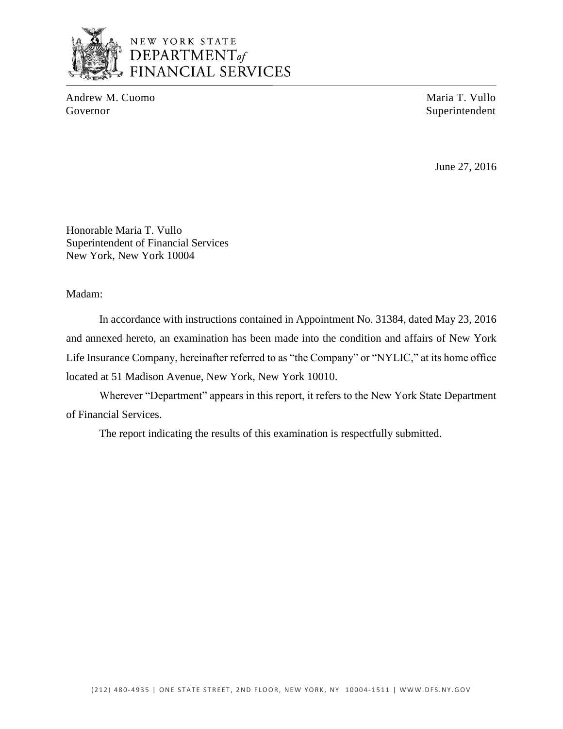NEW YORK STATE
DEPARTMENT of
FINANCIAL SERVICES

Andrew M. Cuomo
Governor

Maria T. Vullo
Superintendent

June 27, 2016

Honorable Maria T. Vullo
Superintendent of Financial Services
New York, New York 10004

Madam:

In accordance with instructions contained in Appointment No. 31384, dated May 23, 2016 and annexed hereto, an examination has been made into the condition and affairs of New York Life Insurance Company, hereinafter referred to as "the Company" or "NYLIC," at its home office located at 51 Madison Avenue, New York, New York 10010.

Wherever "Department" appears in this report, it refers to the New York State Department of Financial Services.

The report indicating the results of this examination is respectfully submitted.

(212) 480-4935 | ONE STATE STREET, 2ND FLOOR, NEW YORK, NY 10004-1511 | WWW.DFS.NY.GOV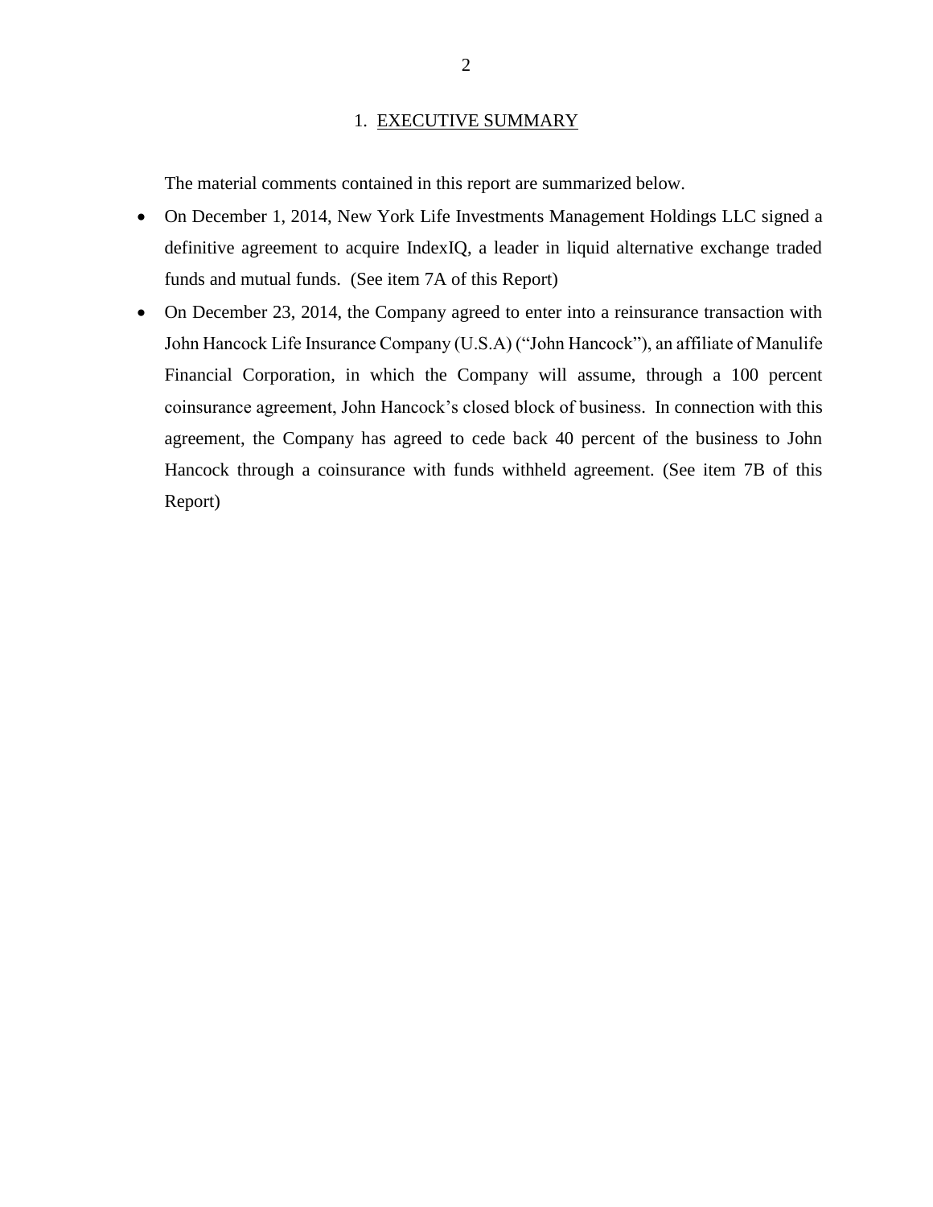## 1. EXECUTIVE SUMMARY

The material comments contained in this report are summarized below.

- On December 1, 2014, New York Life Investments Management Holdings LLC signed a definitive agreement to acquire IndexIQ, a leader in liquid alternative exchange traded funds and mutual funds. (See item 7A of this Report)
- On December 23, 2014, the Company agreed to enter into a reinsurance transaction with John Hancock Life Insurance Company (U.S.A) ("John Hancock"), an affiliate of Manulife Financial Corporation, in which the Company will assume, through a 100 percent coinsurance agreement, John Hancock's closed block of business. In connection with this agreement, the Company has agreed to cede back 40 percent of the business to John Hancock through a coinsurance with funds withheld agreement. (See item 7B of this Report)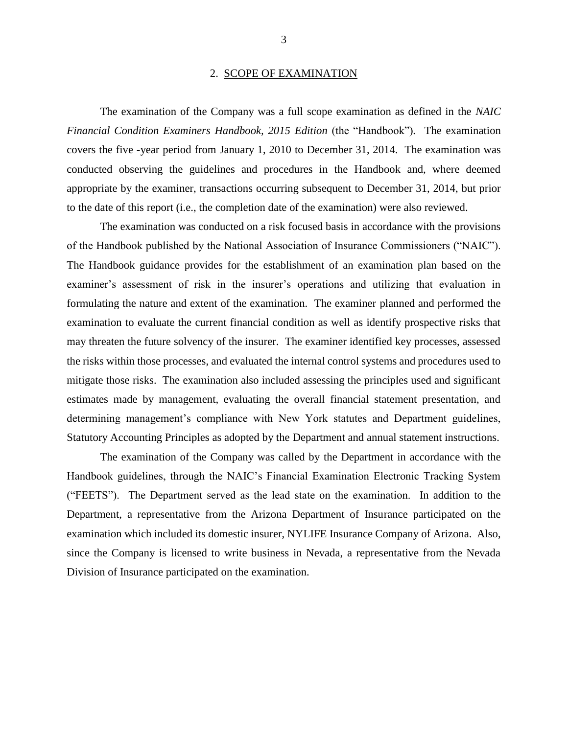## 2. SCOPE OF EXAMINATION

The examination of the Company was a full scope examination as defined in the *NAIC Financial Condition Examiners Handbook, 2015 Edition* (the "Handbook"). The examination covers the five -year period from January 1, 2010 to December 31, 2014. The examination was conducted observing the guidelines and procedures in the Handbook and, where deemed appropriate by the examiner, transactions occurring subsequent to December 31, 2014, but prior to the date of this report (i.e., the completion date of the examination) were also reviewed.

The examination was conducted on a risk focused basis in accordance with the provisions of the Handbook published by the National Association of Insurance Commissioners ("NAIC"). The Handbook guidance provides for the establishment of an examination plan based on the examiner's assessment of risk in the insurer's operations and utilizing that evaluation in formulating the nature and extent of the examination. The examiner planned and performed the examination to evaluate the current financial condition as well as identify prospective risks that may threaten the future solvency of the insurer. The examiner identified key processes, assessed the risks within those processes, and evaluated the internal control systems and procedures used to mitigate those risks. The examination also included assessing the principles used and significant estimates made by management, evaluating the overall financial statement presentation, and determining management's compliance with New York statutes and Department guidelines, Statutory Accounting Principles as adopted by the Department and annual statement instructions.

The examination of the Company was called by the Department in accordance with the Handbook guidelines, through the NAIC's Financial Examination Electronic Tracking System ("FEETS"). The Department served as the lead state on the examination. In addition to the Department, a representative from the Arizona Department of Insurance participated on the examination which included its domestic insurer, NYLIFE Insurance Company of Arizona. Also, since the Company is licensed to write business in Nevada, a representative from the Nevada Division of Insurance participated on the examination.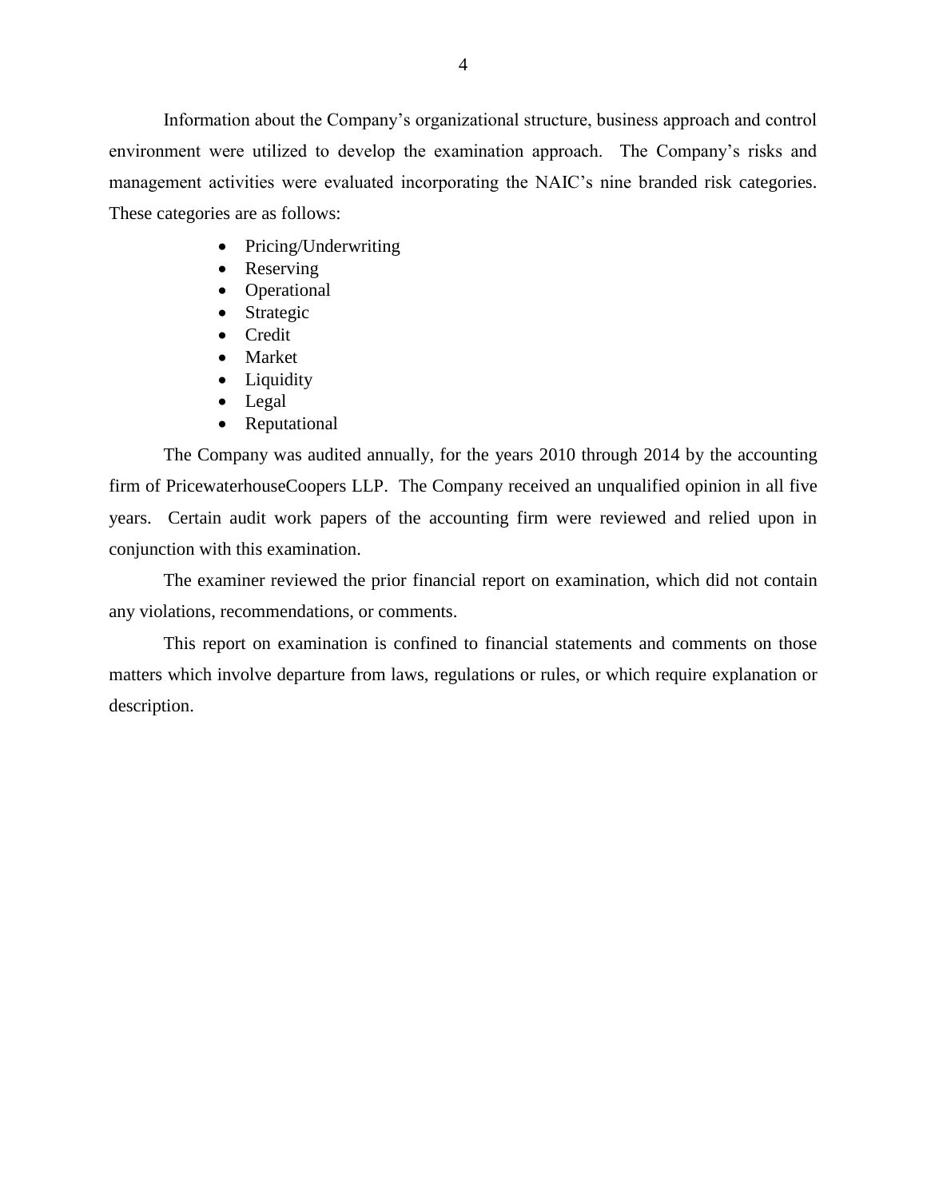Information about the Company's organizational structure, business approach and control environment were utilized to develop the examination approach. The Company's risks and management activities were evaluated incorporating the NAIC's nine branded risk categories. These categories are as follows:

- Pricing/Underwriting
- Reserving
- Operational
- Strategic
- Credit
- Market
- Liquidity
- Legal
- Reputational

The Company was audited annually, for the years 2010 through 2014 by the accounting firm of PricewaterhouseCoopers LLP. The Company received an unqualified opinion in all five years. Certain audit work papers of the accounting firm were reviewed and relied upon in conjunction with this examination.

The examiner reviewed the prior financial report on examination, which did not contain any violations, recommendations, or comments.

This report on examination is confined to financial statements and comments on those matters which involve departure from laws, regulations or rules, or which require explanation or description.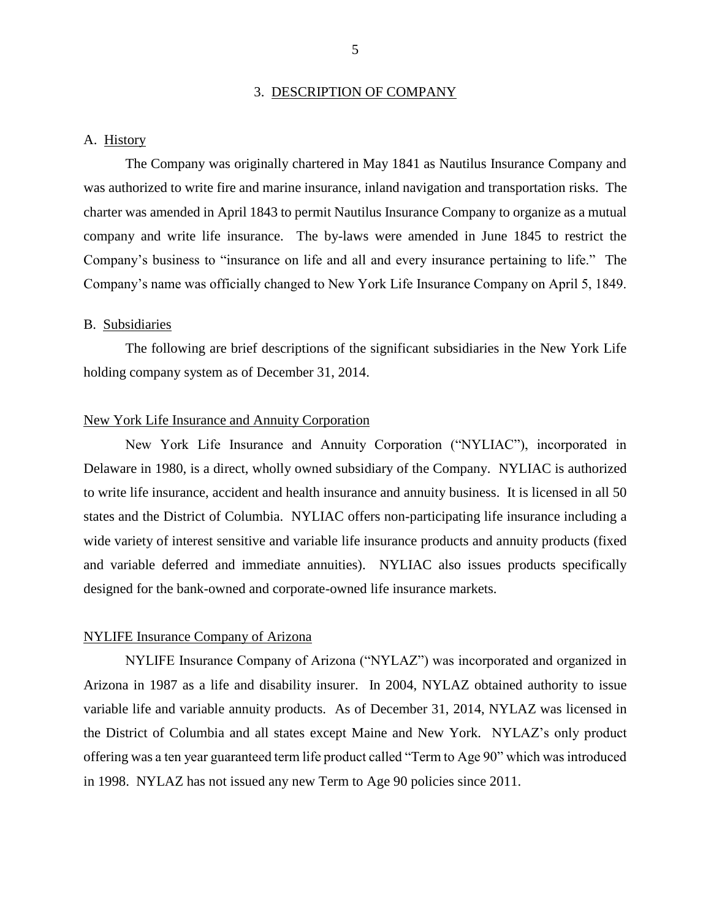## 3. DESCRIPTION OF COMPANY

### A. History

The Company was originally chartered in May 1841 as Nautilus Insurance Company and was authorized to write fire and marine insurance, inland navigation and transportation risks. The charter was amended in April 1843 to permit Nautilus Insurance Company to organize as a mutual company and write life insurance. The by-laws were amended in June 1845 to restrict the Company's business to "insurance on life and all and every insurance pertaining to life." The Company's name was officially changed to New York Life Insurance Company on April 5, 1849.

### B. Subsidiaries

The following are brief descriptions of the significant subsidiaries in the New York Life holding company system as of December 31, 2014.

#### New York Life Insurance and Annuity Corporation

New York Life Insurance and Annuity Corporation ("NYLIAC"), incorporated in Delaware in 1980, is a direct, wholly owned subsidiary of the Company. NYLIAC is authorized to write life insurance, accident and health insurance and annuity business. It is licensed in all 50 states and the District of Columbia. NYLIAC offers non-participating life insurance including a wide variety of interest sensitive and variable life insurance products and annuity products (fixed and variable deferred and immediate annuities). NYLIAC also issues products specifically designed for the bank-owned and corporate-owned life insurance markets.

#### NYLIFE Insurance Company of Arizona

NYLIFE Insurance Company of Arizona ("NYLAZ") was incorporated and organized in Arizona in 1987 as a life and disability insurer. In 2004, NYLAZ obtained authority to issue variable life and variable annuity products. As of December 31, 2014, NYLAZ was licensed in the District of Columbia and all states except Maine and New York. NYLAZ's only product offering was a ten year guaranteed term life product called "Term to Age 90" which was introduced in 1998. NYLAZ has not issued any new Term to Age 90 policies since 2011.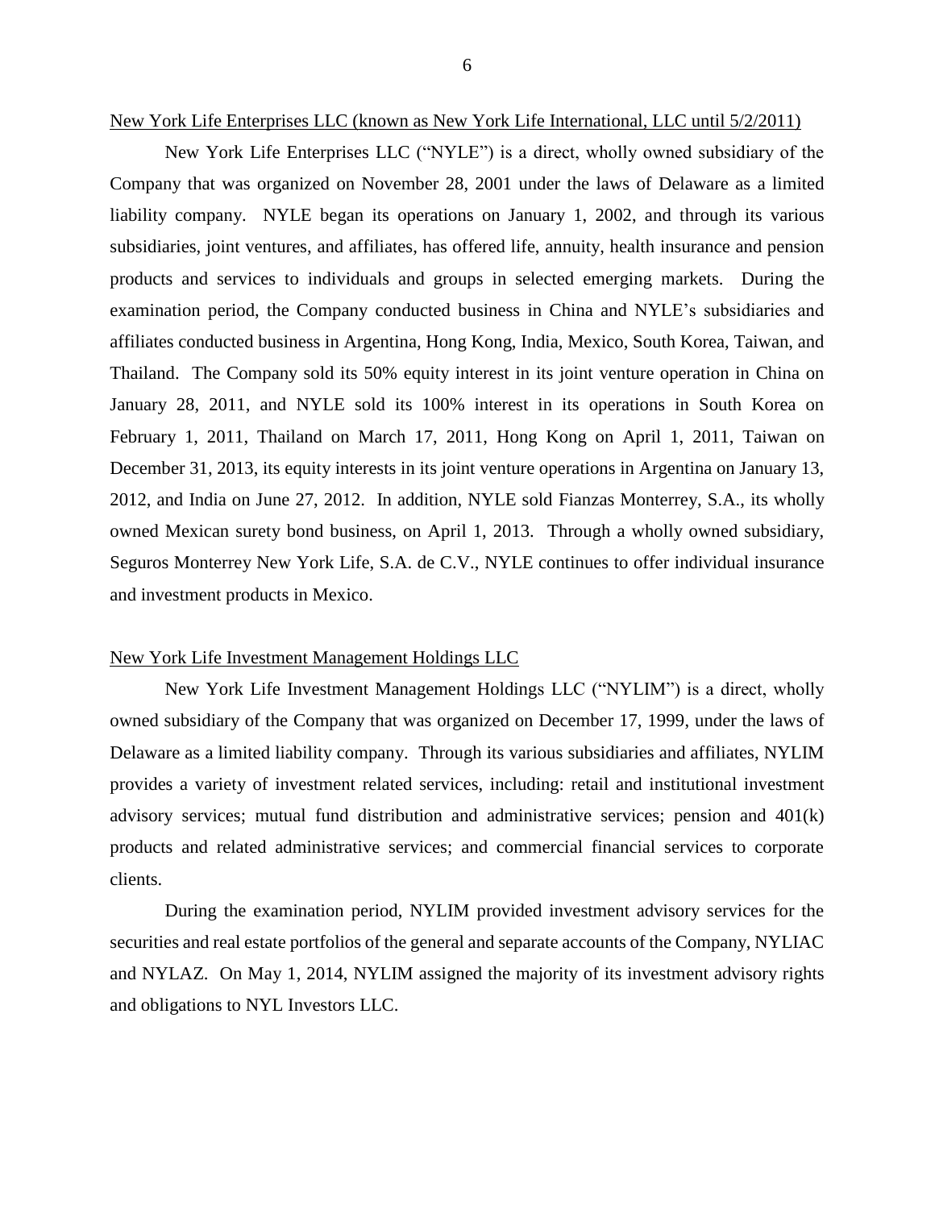New York Life Enterprises LLC (known as New York Life International, LLC until 5/2/2011)

New York Life Enterprises LLC ("NYLE") is a direct, wholly owned subsidiary of the Company that was organized on November 28, 2001 under the laws of Delaware as a limited liability company. NYLE began its operations on January 1, 2002, and through its various subsidiaries, joint ventures, and affiliates, has offered life, annuity, health insurance and pension products and services to individuals and groups in selected emerging markets. During the examination period, the Company conducted business in China and NYLE's subsidiaries and affiliates conducted business in Argentina, Hong Kong, India, Mexico, South Korea, Taiwan, and Thailand. The Company sold its 50% equity interest in its joint venture operation in China on January 28, 2011, and NYLE sold its 100% interest in its operations in South Korea on February 1, 2011, Thailand on March 17, 2011, Hong Kong on April 1, 2011, Taiwan on December 31, 2013, its equity interests in its joint venture operations in Argentina on January 13, 2012, and India on June 27, 2012. In addition, NYLE sold Fianzas Monterrey, S.A., its wholly owned Mexican surety bond business, on April 1, 2013. Through a wholly owned subsidiary, Seguros Monterrey New York Life, S.A. de C.V., NYLE continues to offer individual insurance and investment products in Mexico.

New York Life Investment Management Holdings LLC

New York Life Investment Management Holdings LLC ("NYLIM") is a direct, wholly owned subsidiary of the Company that was organized on December 17, 1999, under the laws of Delaware as a limited liability company. Through its various subsidiaries and affiliates, NYLIM provides a variety of investment related services, including: retail and institutional investment advisory services; mutual fund distribution and administrative services; pension and 401(k) products and related administrative services; and commercial financial services to corporate clients.

During the examination period, NYLIM provided investment advisory services for the securities and real estate portfolios of the general and separate accounts of the Company, NYLIAC and NYLAZ. On May 1, 2014, NYLIM assigned the majority of its investment advisory rights and obligations to NYL Investors LLC.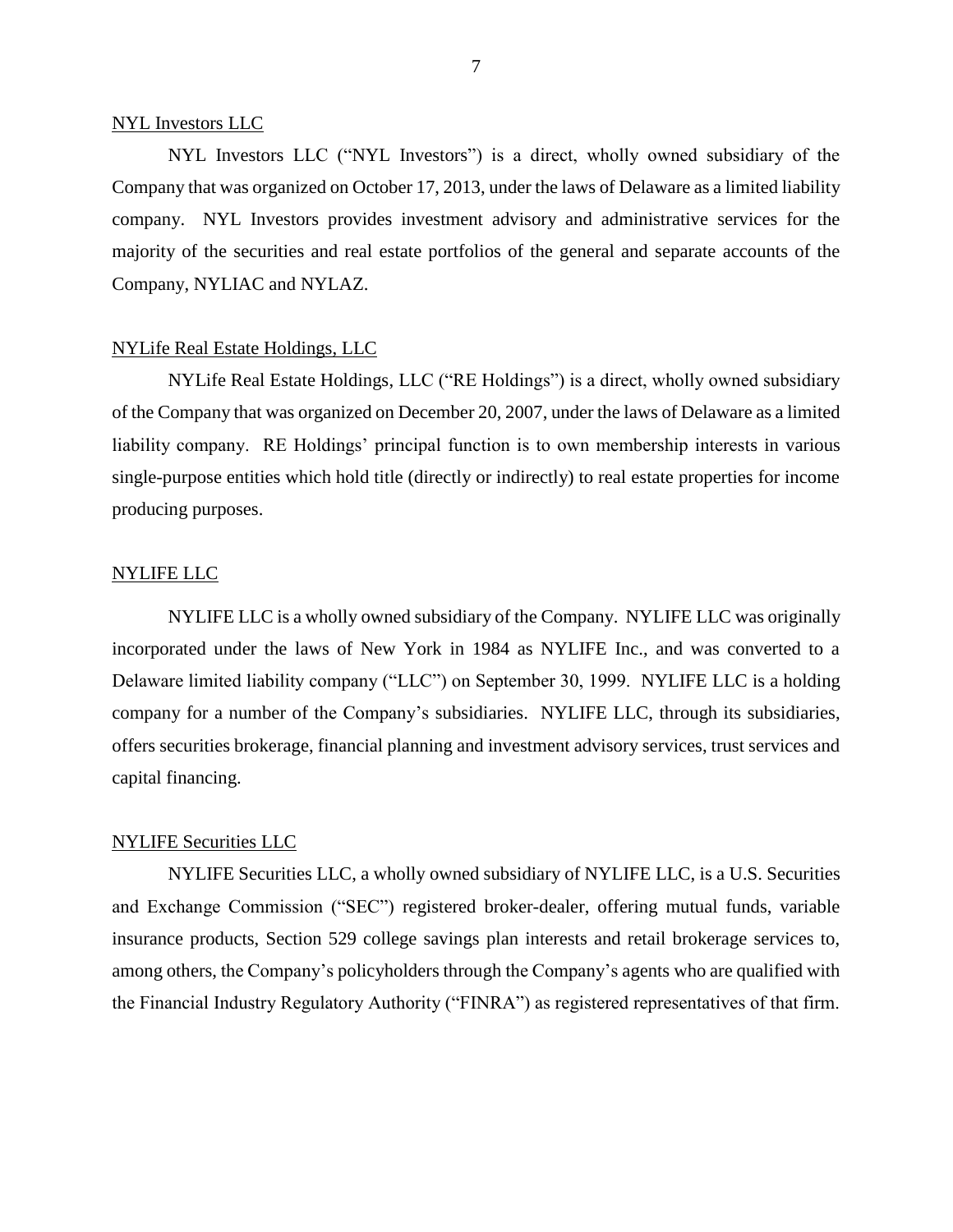NYL Investors LLC

NYL Investors LLC ("NYL Investors") is a direct, wholly owned subsidiary of the Company that was organized on October 17, 2013, under the laws of Delaware as a limited liability company. NYL Investors provides investment advisory and administrative services for the majority of the securities and real estate portfolios of the general and separate accounts of the Company, NYLIAC and NYLAZ.

NYLife Real Estate Holdings, LLC

NYLife Real Estate Holdings, LLC ("RE Holdings") is a direct, wholly owned subsidiary of the Company that was organized on December 20, 2007, under the laws of Delaware as a limited liability company. RE Holdings' principal function is to own membership interests in various single-purpose entities which hold title (directly or indirectly) to real estate properties for income producing purposes.

NYLIFE LLC

NYLIFE LLC is a wholly owned subsidiary of the Company. NYLIFE LLC was originally incorporated under the laws of New York in 1984 as NYLIFE Inc., and was converted to a Delaware limited liability company ("LLC") on September 30, 1999. NYLIFE LLC is a holding company for a number of the Company's subsidiaries. NYLIFE LLC, through its subsidiaries, offers securities brokerage, financial planning and investment advisory services, trust services and capital financing.

NYLIFE Securities LLC

NYLIFE Securities LLC, a wholly owned subsidiary of NYLIFE LLC, is a U.S. Securities and Exchange Commission ("SEC") registered broker-dealer, offering mutual funds, variable insurance products, Section 529 college savings plan interests and retail brokerage services to, among others, the Company's policyholders through the Company's agents who are qualified with the Financial Industry Regulatory Authority ("FINRA") as registered representatives of that firm.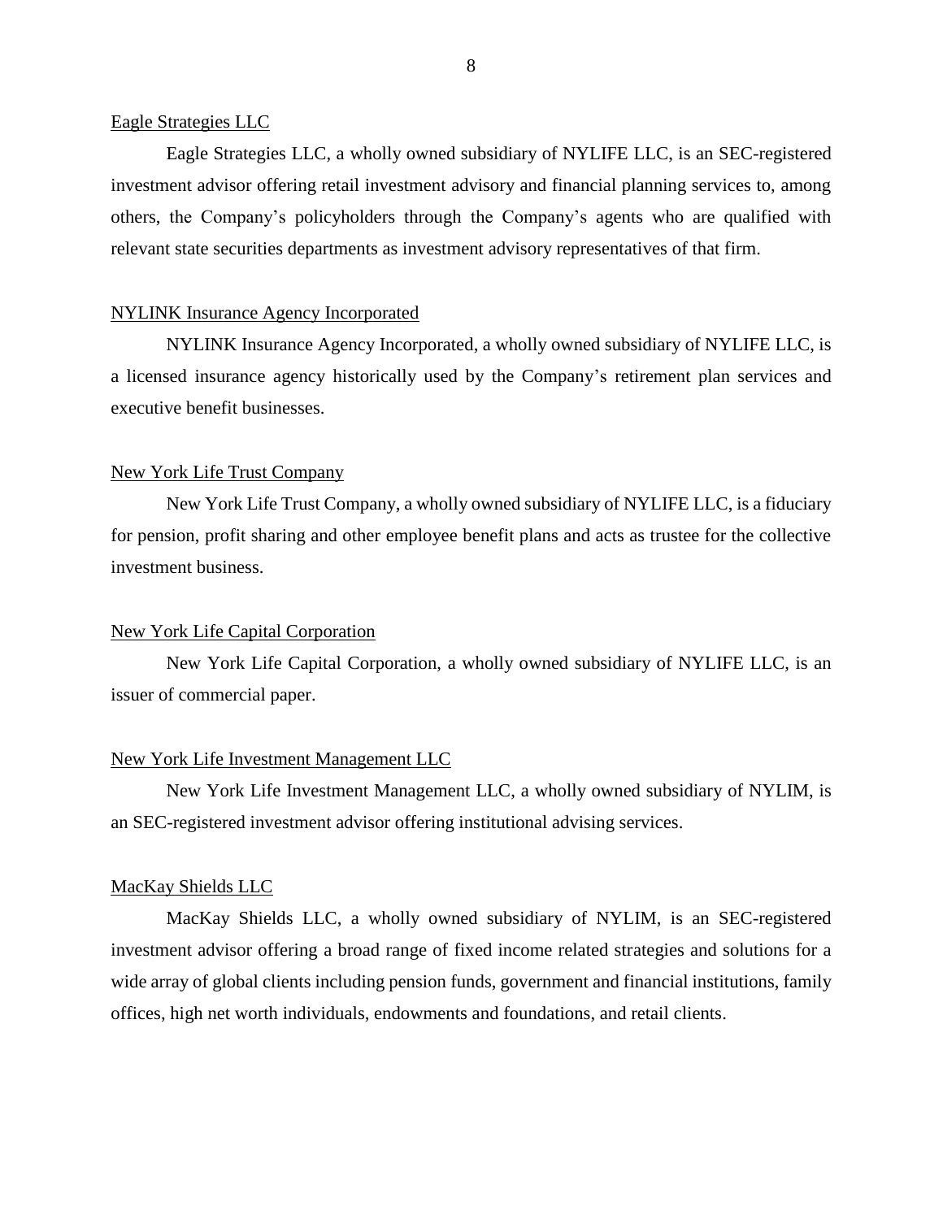Eagle Strategies LLC

Eagle Strategies LLC, a wholly owned subsidiary of NYLIFE LLC, is an SEC-registered investment advisor offering retail investment advisory and financial planning services to, among others, the Company's policyholders through the Company's agents who are qualified with relevant state securities departments as investment advisory representatives of that firm.

NYLINK Insurance Agency Incorporated

NYLINK Insurance Agency Incorporated, a wholly owned subsidiary of NYLIFE LLC, is a licensed insurance agency historically used by the Company's retirement plan services and executive benefit businesses.

New York Life Trust Company

New York Life Trust Company, a wholly owned subsidiary of NYLIFE LLC, is a fiduciary for pension, profit sharing and other employee benefit plans and acts as trustee for the collective investment business.

New York Life Capital Corporation

New York Life Capital Corporation, a wholly owned subsidiary of NYLIFE LLC, is an issuer of commercial paper.

New York Life Investment Management LLC

New York Life Investment Management LLC, a wholly owned subsidiary of NYLIM, is an SEC-registered investment advisor offering institutional advising services.

MacKay Shields LLC

MacKay Shields LLC, a wholly owned subsidiary of NYLIM, is an SEC-registered investment advisor offering a broad range of fixed income related strategies and solutions for a wide array of global clients including pension funds, government and financial institutions, family offices, high net worth individuals, endowments and foundations, and retail clients.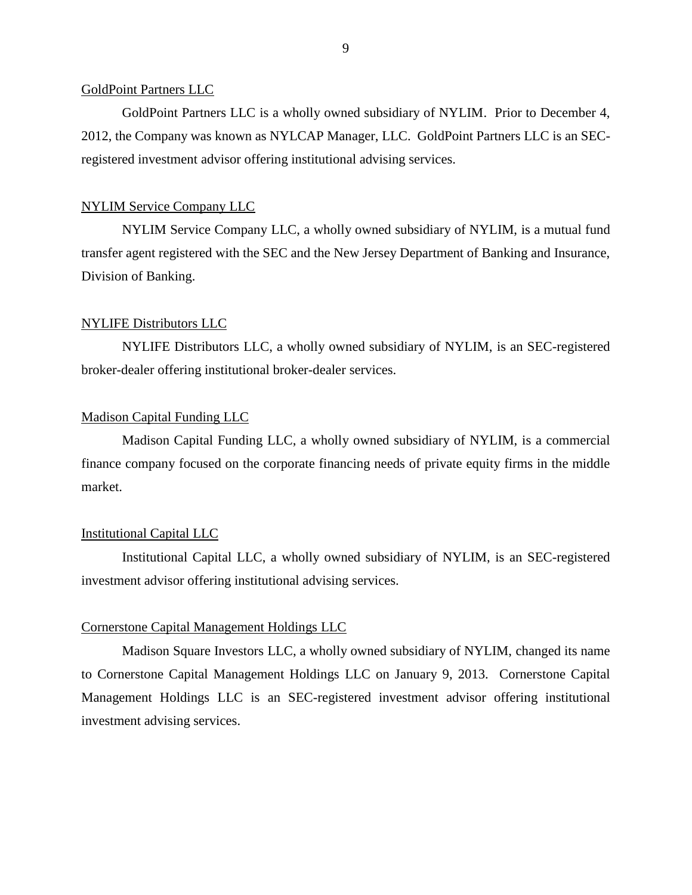GoldPoint Partners LLC

GoldPoint Partners LLC is a wholly owned subsidiary of NYLIM. Prior to December 4, 2012, the Company was known as NYLCAP Manager, LLC. GoldPoint Partners LLC is an SEC-registered investment advisor offering institutional advising services.

NYLIM Service Company LLC

NYLIM Service Company LLC, a wholly owned subsidiary of NYLIM, is a mutual fund transfer agent registered with the SEC and the New Jersey Department of Banking and Insurance, Division of Banking.

NYLIFE Distributors LLC

NYLIFE Distributors LLC, a wholly owned subsidiary of NYLIM, is an SEC-registered broker-dealer offering institutional broker-dealer services.

Madison Capital Funding LLC

Madison Capital Funding LLC, a wholly owned subsidiary of NYLIM, is a commercial finance company focused on the corporate financing needs of private equity firms in the middle market.

Institutional Capital LLC

Institutional Capital LLC, a wholly owned subsidiary of NYLIM, is an SEC-registered investment advisor offering institutional advising services.

Cornerstone Capital Management Holdings LLC

Madison Square Investors LLC, a wholly owned subsidiary of NYLIM, changed its name to Cornerstone Capital Management Holdings LLC on January 9, 2013. Cornerstone Capital Management Holdings LLC is an SEC-registered investment advisor offering institutional investment advising services.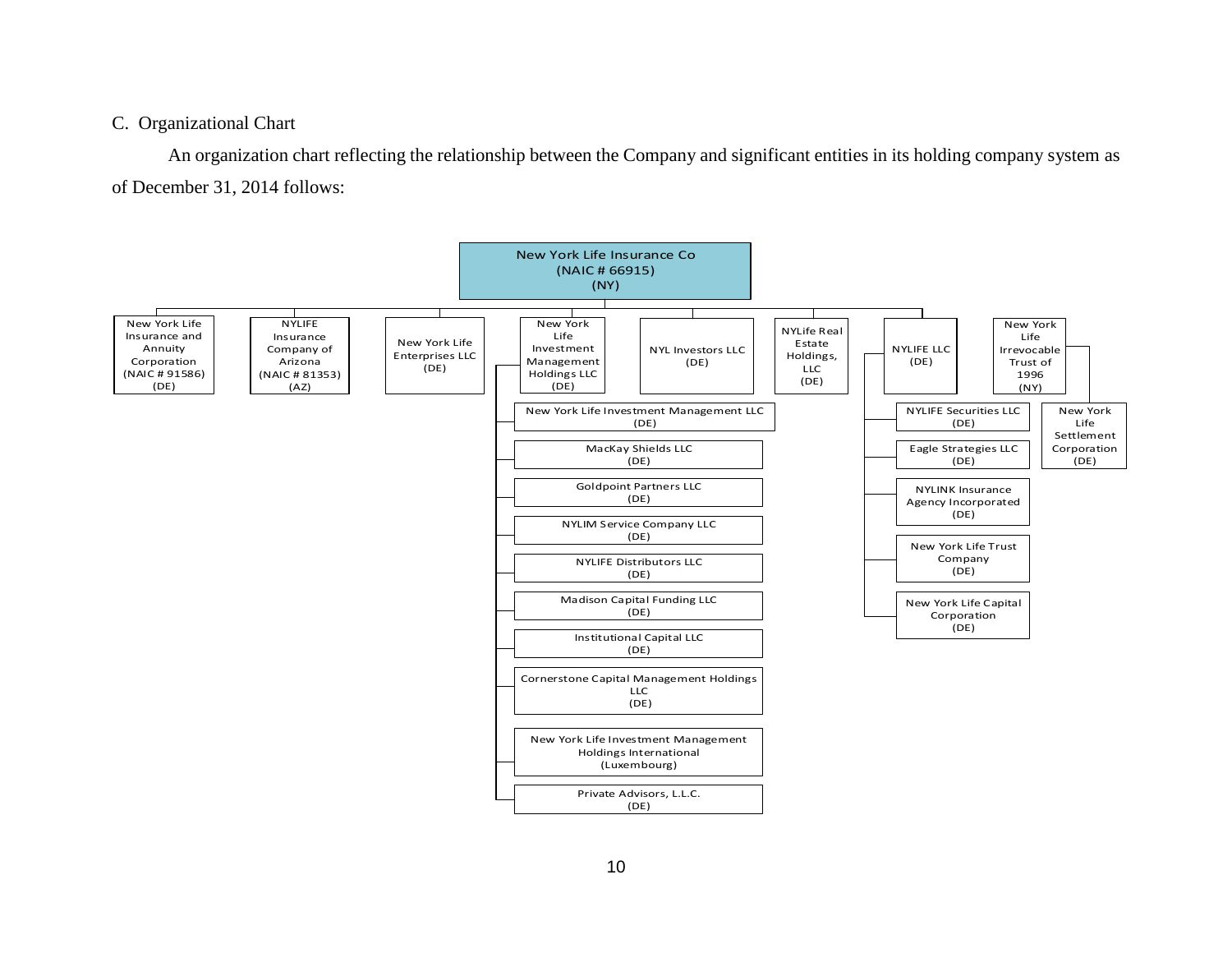C. Organizational Chart

An organization chart reflecting the relationship between the Company and significant entities in its holding company system as of December 31, 2014 follows:

New York Life Insurance Co
(NAIC # 66915)
(NY)

New York Life Insurance and Annuity Corporation
(NAIC # 91586)
(DE)

NYLIFE Insurance Company of Arizona
(NAIC # 81353)
(AZ)

New York Life Enterprises LLC
(DE)

New York Life Investment Management Holdings LLC
(DE)

New York Life Investment Management LLC
(DE)

MacKay Shields LLC
(DE)

Goldpoint Partners LLC
(DE)

NYLIM Service Company LLC
(DE)

NYLIFE Distributors LLC
(DE)

Madison Capital Funding LLC
(DE)

Institutional Capital LLC
(DE)

Cornerstone Capital Management Holdings LLC
(DE)

New York Life Investment Management Holdings International
(Luxembourg)

Private Advisors, L.L.C.
(DE)

NYL Investors LLC
(DE)

NYLife Real Estate Holdings, LLC
(DE)

NYLIFE LLC
(DE)

NYLIFE Securities LLC
(DE)

Eagle Strategies LLC
(DE)

NYLINK Insurance Agency Incorporated
(DE)

New York Life Trust Company
(DE)

New York Life Capital Corporation
(DE)

New York Life Irrevocable Trust of 1996
(NY)

New York Life Settlement Corporation
(DE)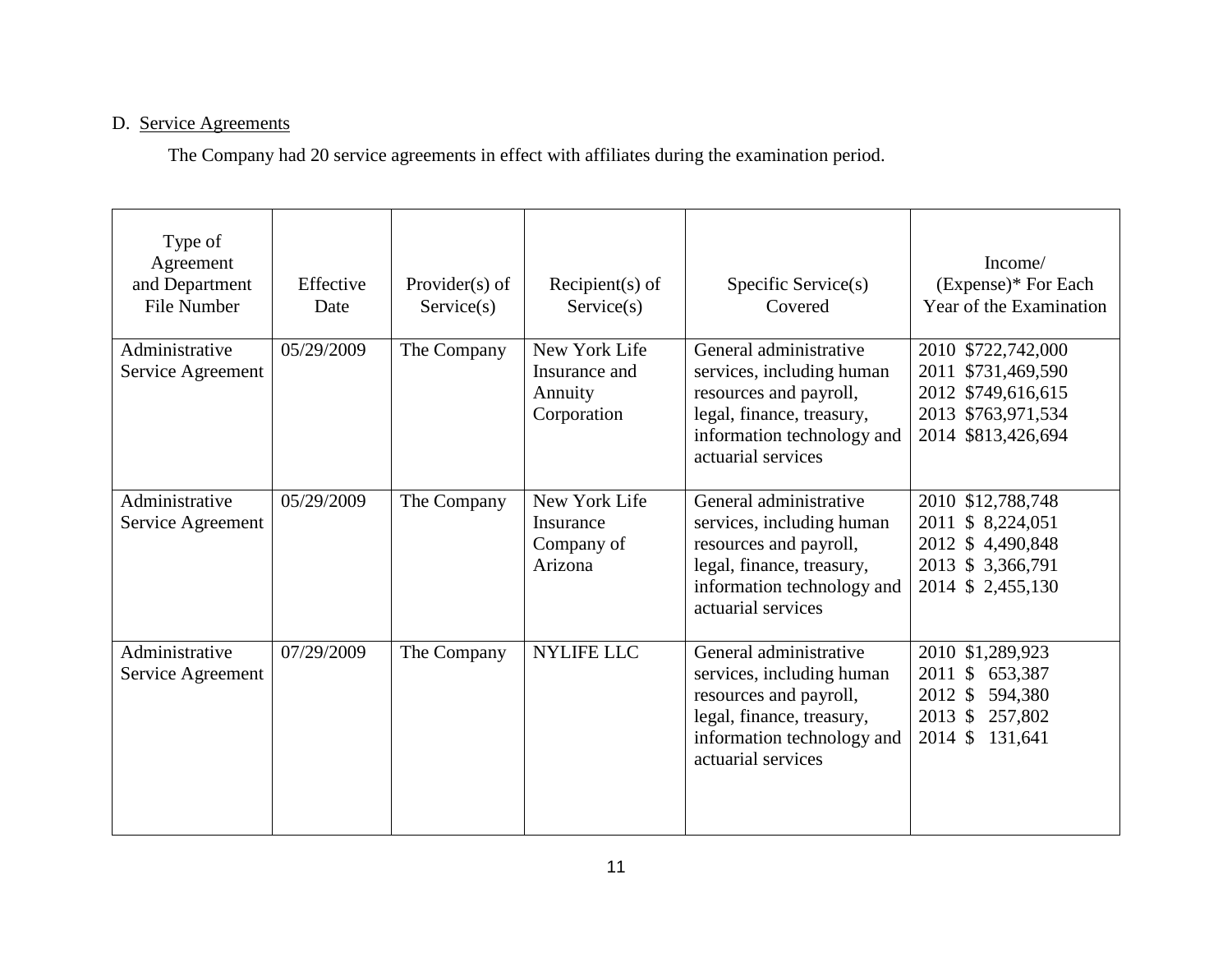D. Service Agreements

The Company had 20 service agreements in effect with affiliates during the examination period.

| Type of Agreement and Department File Number | Effective Date | Provider(s) of Service(s) | Recipient(s) of Service(s) | Specific Service(s) Covered | Income/ (Expense)* For Each Year of the Examination |
|---|---|---|---|---|---|
| Administrative Service Agreement | 05/29/2009 | The Company | New York Life Insurance and Annuity Corporation | General administrative services, including human resources and payroll, legal, finance, treasury, information technology and actuarial services | 2010 $722,742,000<br>2011 $731,469,590<br>2012 $749,616,615<br>2013 $763,971,534<br>2014 $813,426,694 |
| Administrative Service Agreement | 05/29/2009 | The Company | New York Life Insurance Company of Arizona | General administrative services, including human resources and payroll, legal, finance, treasury, information technology and actuarial services | 2010 $12,788,748<br>2011 $ 8,224,051<br>2012 $ 4,490,848<br>2013 $ 3,366,791<br>2014 $ 2,455,130 |
| Administrative Service Agreement | 07/29/2009 | The Company | NYLIFE LLC | General administrative services, including human resources and payroll, legal, finance, treasury, information technology and actuarial services | 2010 $1,289,923<br>2011 $ 653,387<br>2012 $ 594,380<br>2013 $ 257,802<br>2014 $ 131,641 |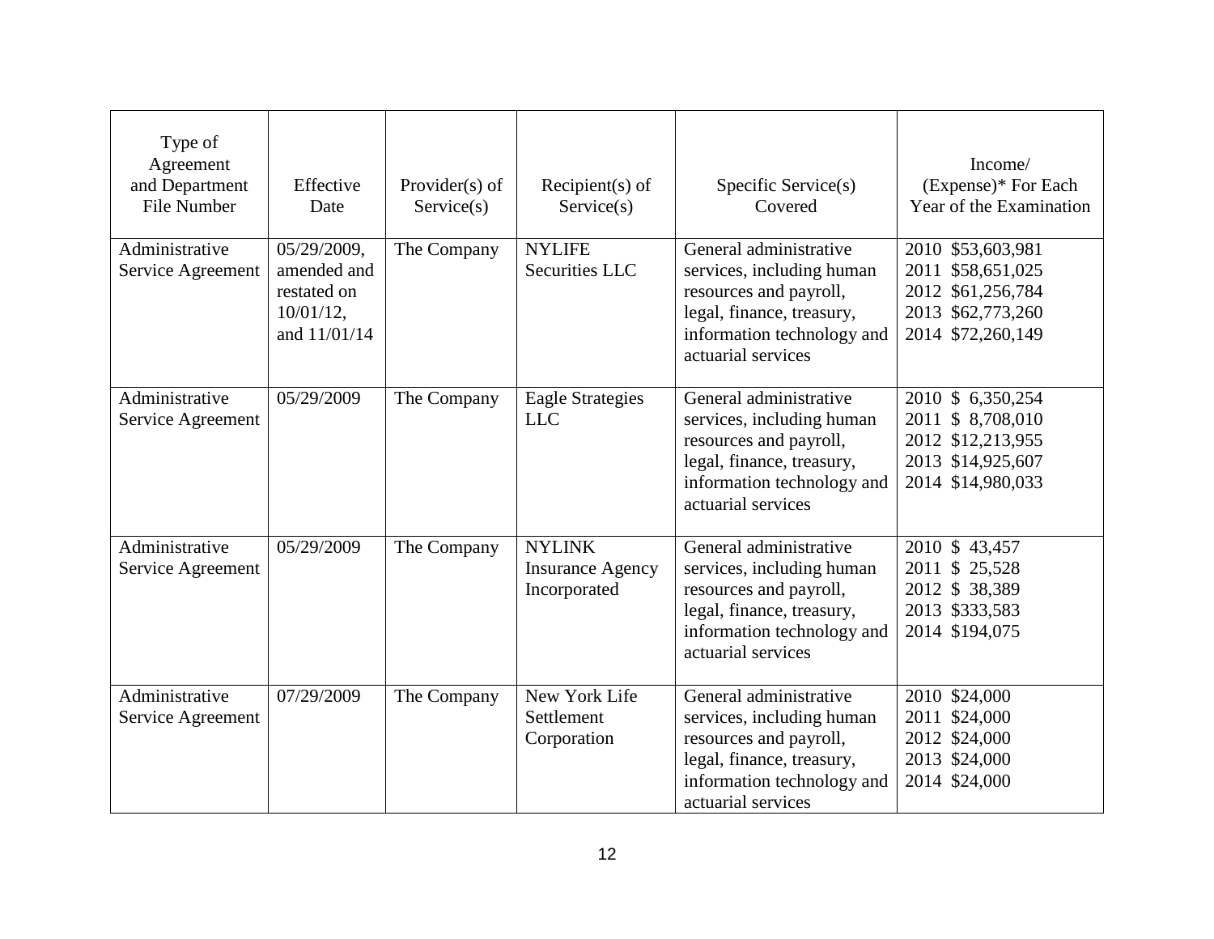| Type of Agreement and Department File Number | Effective Date | Provider(s) of Service(s) | Recipient(s) of Service(s) | Specific Service(s) Covered | Income/ (Expense)* For Each Year of the Examination |
|---|---|---|---|---|---|
| Administrative Service Agreement | 05/29/2009, amended and restated on 10/01/12, and 11/01/14 | The Company | NYLIFE Securities LLC | General administrative services, including human resources and payroll, legal, finance, treasury, information technology and actuarial services | 2010 $53,603,981<br>2011 $58,651,025<br>2012 $61,256,784<br>2013 $62,773,260<br>2014 $72,260,149 |
| Administrative Service Agreement | 05/29/2009 | The Company | Eagle Strategies LLC | General administrative services, including human resources and payroll, legal, finance, treasury, information technology and actuarial services | 2010 $ 6,350,254<br>2011 $ 8,708,010<br>2012 $12,213,955<br>2013 $14,925,607<br>2014 $14,980,033 |
| Administrative Service Agreement | 05/29/2009 | The Company | NYLINK Insurance Agency Incorporated | General administrative services, including human resources and payroll, legal, finance, treasury, information technology and actuarial services | 2010 $ 43,457<br>2011 $ 25,528<br>2012 $ 38,389<br>2013 $333,583<br>2014 $194,075 |
| Administrative Service Agreement | 07/29/2009 | The Company | New York Life Settlement Corporation | General administrative services, including human resources and payroll, legal, finance, treasury, information technology and actuarial services | 2010 $24,000<br>2011 $24,000<br>2012 $24,000<br>2013 $24,000<br>2014 $24,000 |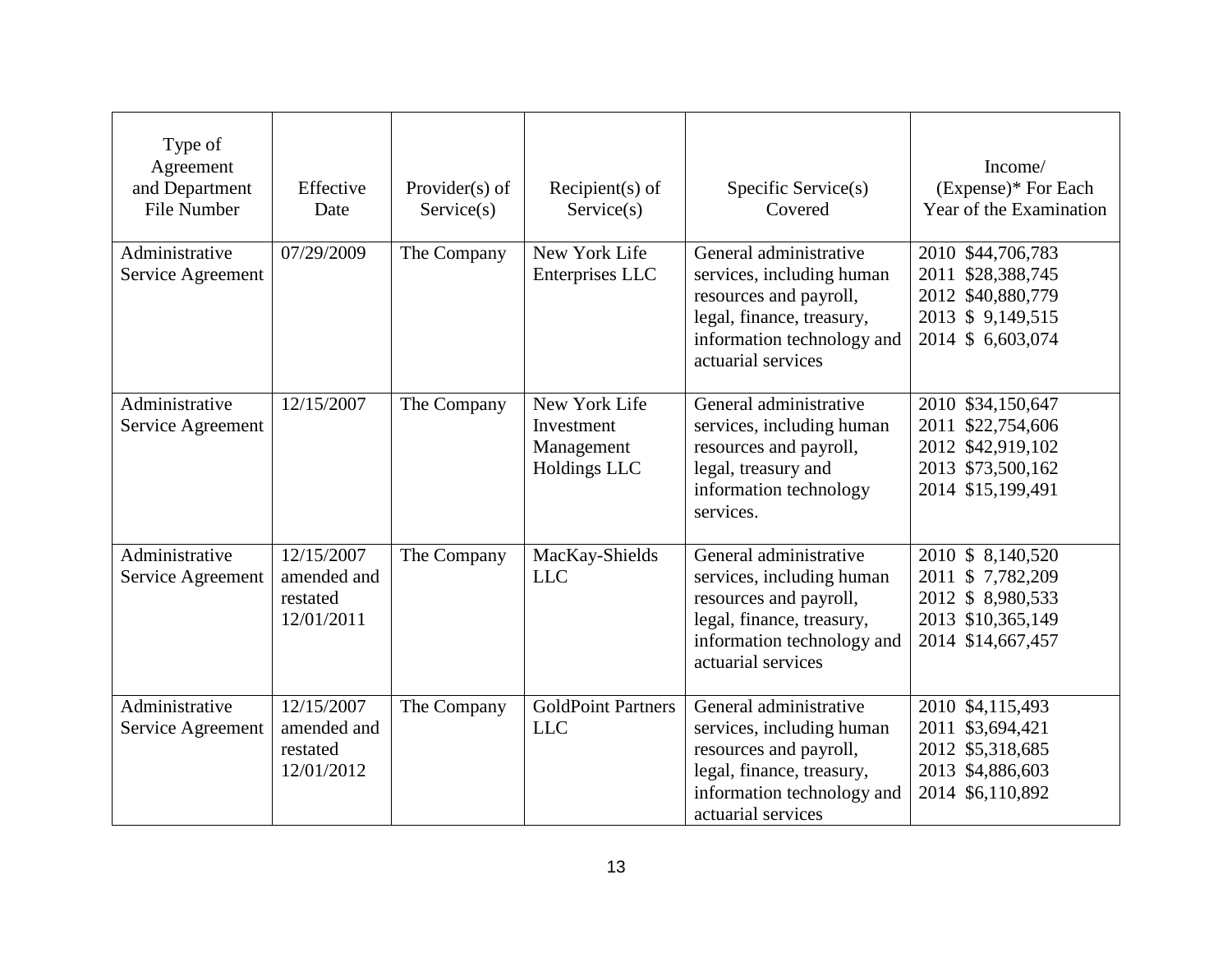| Type of Agreement and Department File Number | Effective Date | Provider(s) of Service(s) | Recipient(s) of Service(s) | Specific Service(s) Covered | Income/ (Expense)* For Each Year of the Examination |
|---|---|---|---|---|---|
| Administrative Service Agreement | 07/29/2009 | The Company | New York Life Enterprises LLC | General administrative services, including human resources and payroll, legal, finance, treasury, information technology and actuarial services | 2010 $44,706,783<br>2011 $28,388,745<br>2012 $40,880,779<br>2013 $ 9,149,515<br>2014 $ 6,603,074 |
| Administrative Service Agreement | 12/15/2007 | The Company | New York Life Investment Management Holdings LLC | General administrative services, including human resources and payroll, legal, treasury and information technology services. | 2010 $34,150,647<br>2011 $22,754,606<br>2012 $42,919,102<br>2013 $73,500,162<br>2014 $15,199,491 |
| Administrative Service Agreement | 12/15/2007 amended and restated 12/01/2011 | The Company | MacKay-Shields LLC | General administrative services, including human resources and payroll, legal, finance, treasury, information technology and actuarial services | 2010 $ 8,140,520<br>2011 $ 7,782,209<br>2012 $ 8,980,533<br>2013 $10,365,149<br>2014 $14,667,457 |
| Administrative Service Agreement | 12/15/2007 amended and restated 12/01/2012 | The Company | GoldPoint Partners LLC | General administrative services, including human resources and payroll, legal, finance, treasury, information technology and actuarial services | 2010 $4,115,493<br>2011 $3,694,421<br>2012 $5,318,685<br>2013 $4,886,603<br>2014 $6,110,892 |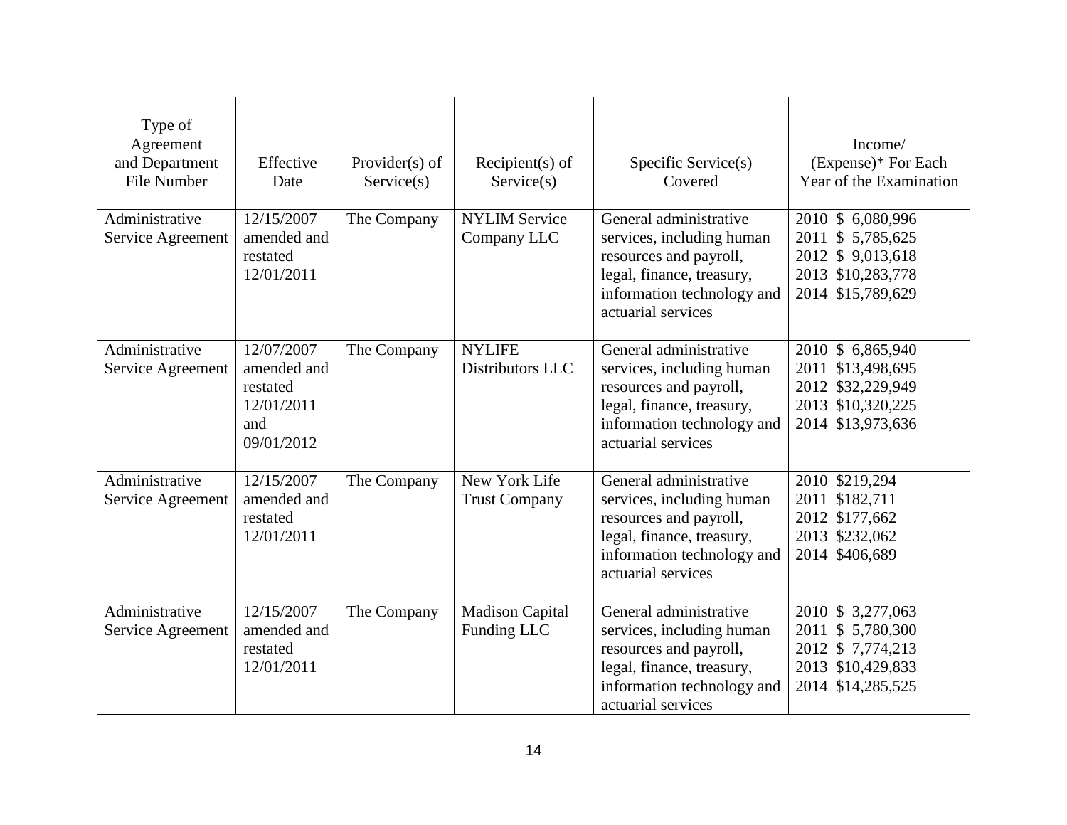| Type of Agreement and Department File Number | Effective Date | Provider(s) of Service(s) | Recipient(s) of Service(s) | Specific Service(s) Covered | Income/ (Expense)* For Each Year of the Examination |
|---|---|---|---|---|---|
| Administrative Service Agreement | 12/15/2007 amended and restated 12/01/2011 | The Company | NYLIM Service Company LLC | General administrative services, including human resources and payroll, legal, finance, treasury, information technology and actuarial services | 2010 $ 6,080,996<br>2011 $ 5,785,625<br>2012 $ 9,013,618<br>2013 $10,283,778<br>2014 $15,789,629 |
| Administrative Service Agreement | 12/07/2007 amended and restated 12/01/2011 and 09/01/2012 | The Company | NYLIFE Distributors LLC | General administrative services, including human resources and payroll, legal, finance, treasury, information technology and actuarial services | 2010 $ 6,865,940<br>2011 $13,498,695<br>2012 $32,229,949<br>2013 $10,320,225<br>2014 $13,973,636 |
| Administrative Service Agreement | 12/15/2007 amended and restated 12/01/2011 | The Company | New York Life Trust Company | General administrative services, including human resources and payroll, legal, finance, treasury, information technology and actuarial services | 2010 $219,294<br>2011 $182,711<br>2012 $177,662<br>2013 $232,062<br>2014 $406,689 |
| Administrative Service Agreement | 12/15/2007 amended and restated 12/01/2011 | The Company | Madison Capital Funding LLC | General administrative services, including human resources and payroll, legal, finance, treasury, information technology and actuarial services | 2010 $ 3,277,063<br>2011 $ 5,780,300<br>2012 $ 7,774,213<br>2013 $10,429,833<br>2014 $14,285,525 |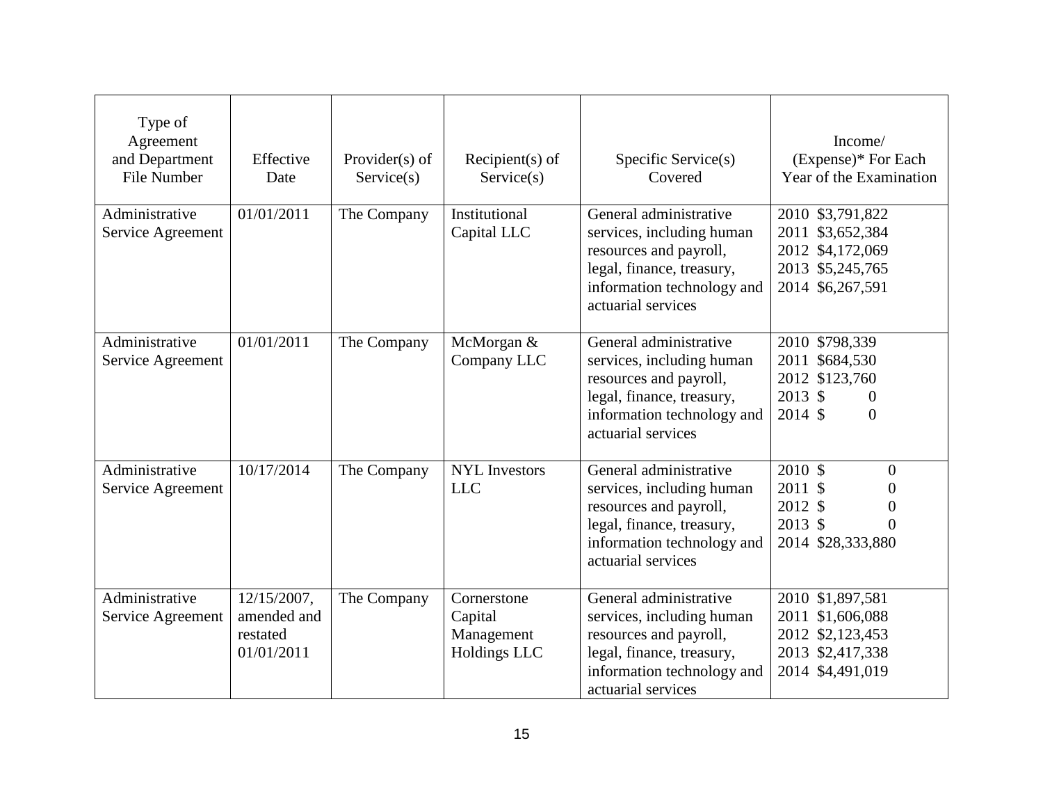| Type of Agreement and Department File Number | Effective Date | Provider(s) of Service(s) | Recipient(s) of Service(s) | Specific Service(s) Covered | Income/ (Expense)* For Each Year of the Examination |
|---|---|---|---|---|---|
| Administrative Service Agreement | 01/01/2011 | The Company | Institutional Capital LLC | General administrative services, including human resources and payroll, legal, finance, treasury, information technology and actuarial services | 2010 $3,791,822<br>2011 $3,652,384<br>2012 $4,172,069<br>2013 $5,245,765<br>2014 $6,267,591 |
| Administrative Service Agreement | 01/01/2011 | The Company | McMorgan & Company LLC | General administrative services, including human resources and payroll, legal, finance, treasury, information technology and actuarial services | 2010 $798,339<br>2011 $684,530<br>2012 $123,760<br>2013 $ 0<br>2014 $ 0 |
| Administrative Service Agreement | 10/17/2014 | The Company | NYL Investors LLC | General administrative services, including human resources and payroll, legal, finance, treasury, information technology and actuarial services | 2010 $ 0<br>2011 $ 0<br>2012 $ 0<br>2013 $ 0<br>2014 $28,333,880 |
| Administrative Service Agreement | 12/15/2007, amended and restated 01/01/2011 | The Company | Cornerstone Capital Management Holdings LLC | General administrative services, including human resources and payroll, legal, finance, treasury, information technology and actuarial services | 2010 $1,897,581<br>2011 $1,606,088<br>2012 $2,123,453<br>2013 $2,417,338<br>2014 $4,491,019 |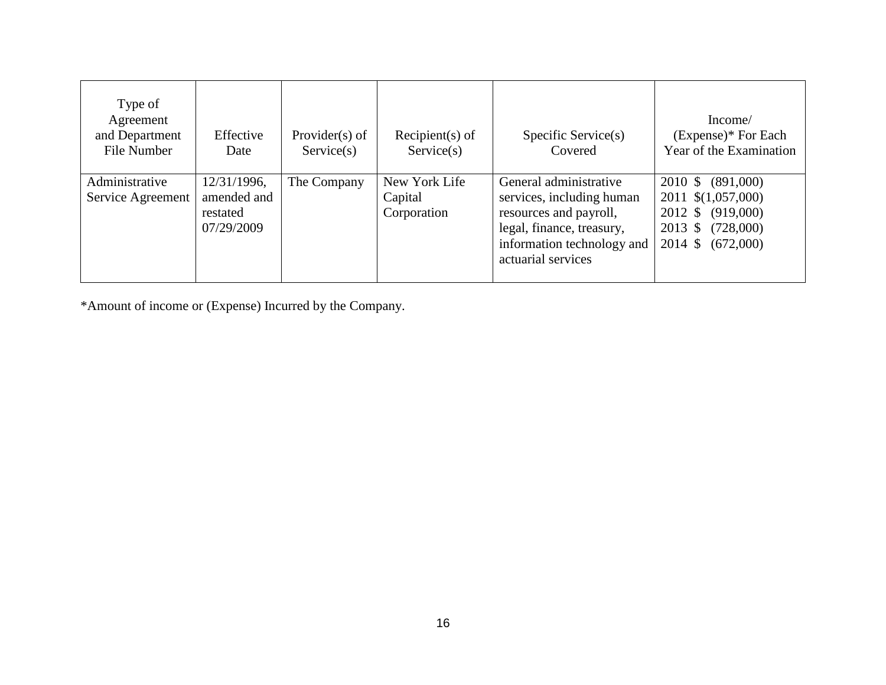| Type of Agreement and Department File Number | Effective Date | Provider(s) of Service(s) | Recipient(s) of Service(s) | Specific Service(s) Covered | Income/ (Expense)* For Each Year of the Examination |
|---|---|---|---|---|---|
| Administrative Service Agreement | 12/31/1996, amended and restated 07/29/2009 | The Company | New York Life Capital Corporation | General administrative services, including human resources and payroll, legal, finance, treasury, information technology and actuarial services | 2010 $ (891,000)<br>2011 $(1,057,000)<br>2012 $ (919,000)<br>2013 $ (728,000)<br>2014 $ (672,000) |

*Amount of income or (Expense) Incurred by the Company.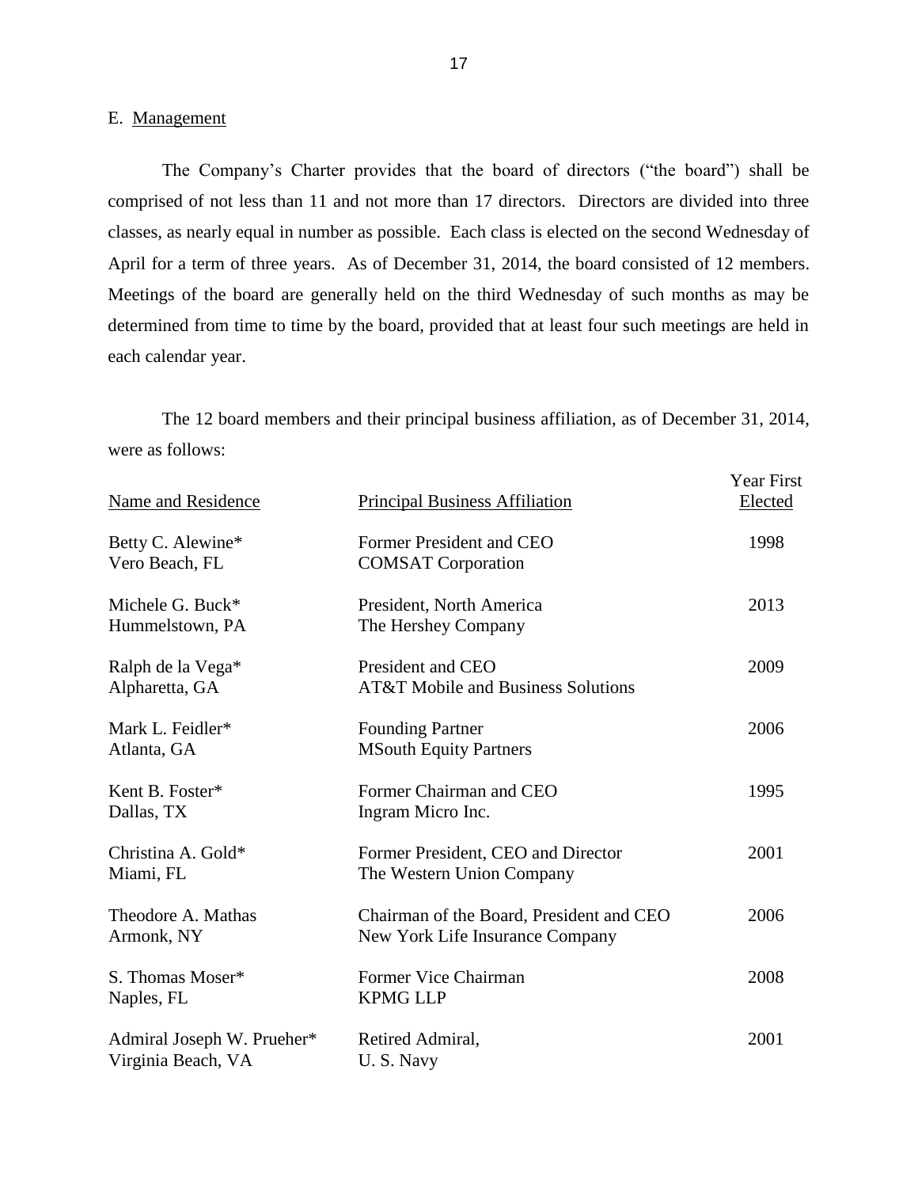E. Management

The Company's Charter provides that the board of directors ("the board") shall be comprised of not less than 11 and not more than 17 directors. Directors are divided into three classes, as nearly equal in number as possible. Each class is elected on the second Wednesday of April for a term of three years. As of December 31, 2014, the board consisted of 12 members. Meetings of the board are generally held on the third Wednesday of such months as may be determined from time to time by the board, provided that at least four such meetings are held in each calendar year.

The 12 board members and their principal business affiliation, as of December 31, 2014, were as follows:

| Name and Residence | Principal Business Affiliation | Year First Elected |
|---|---|---|
| Betty C. Alewine*<br>Vero Beach, FL | Former President and CEO<br>COMSAT Corporation | 1998 |
| Michele G. Buck*<br>Hummelstown, PA | President, North America<br>The Hershey Company | 2013 |
| Ralph de la Vega*<br>Alpharetta, GA | President and CEO<br>AT&T Mobile and Business Solutions | 2009 |
| Mark L. Feidler*<br>Atlanta, GA | Founding Partner<br>MSouth Equity Partners | 2006 |
| Kent B. Foster*<br>Dallas, TX | Former Chairman and CEO<br>Ingram Micro Inc. | 1995 |
| Christina A. Gold*<br>Miami, FL | Former President, CEO and Director<br>The Western Union Company | 2001 |
| Theodore A. Mathas<br>Armonk, NY | Chairman of the Board, President and CEO<br>New York Life Insurance Company | 2006 |
| S. Thomas Moser*<br>Naples, FL | Former Vice Chairman<br>KPMG LLP | 2008 |
| Admiral Joseph W. Prueher*<br>Virginia Beach, VA | Retired Admiral,<br>U. S. Navy | 2001 |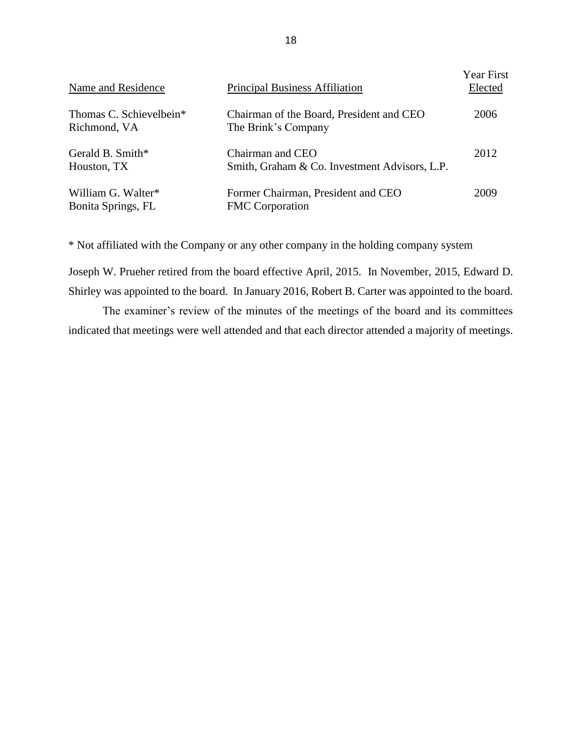| Name and Residence | Principal Business Affiliation | Year First Elected |
|---|---|---|
| Thomas C. Schievelbein*<br>Richmond, VA | Chairman of the Board, President and CEO<br>The Brink's Company | 2006 |
| Gerald B. Smith*<br>Houston, TX | Chairman and CEO<br>Smith, Graham & Co. Investment Advisors, L.P. | 2012 |
| William G. Walter*<br>Bonita Springs, FL | Former Chairman, President and CEO<br>FMC Corporation | 2009 |

* Not affiliated with the Company or any other company in the holding company system

Joseph W. Prueher retired from the board effective April, 2015. In November, 2015, Edward D. Shirley was appointed to the board. In January 2016, Robert B. Carter was appointed to the board.

The examiner's review of the minutes of the meetings of the board and its committees indicated that meetings were well attended and that each director attended a majority of meetings.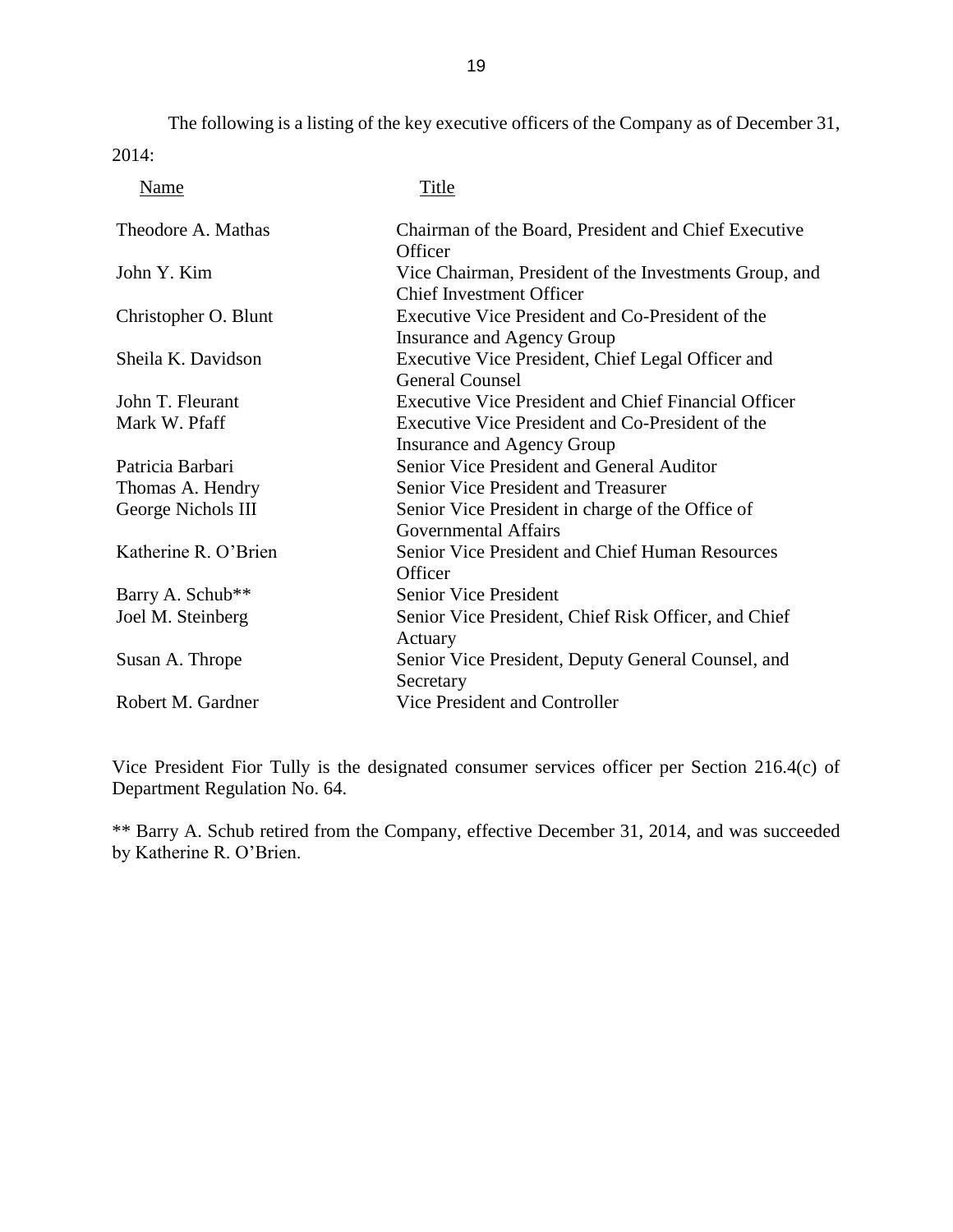The following is a listing of the key executive officers of the Company as of December 31, 2014:

| Name | Title |
| --- | --- |
| Theodore A. Mathas | Chairman of the Board, President and Chief Executive Officer |
| John Y. Kim | Vice Chairman, President of the Investments Group, and Chief Investment Officer |
| Christopher O. Blunt | Executive Vice President and Co-President of the Insurance and Agency Group |
| Sheila K. Davidson | Executive Vice President, Chief Legal Officer and General Counsel |
| John T. Fleurant | Executive Vice President and Chief Financial Officer |
| Mark W. Pfaff | Executive Vice President and Co-President of the Insurance and Agency Group |
| Patricia Barbari | Senior Vice President and General Auditor |
| Thomas A. Hendry | Senior Vice President and Treasurer |
| George Nichols III | Senior Vice President in charge of the Office of Governmental Affairs |
| Katherine R. O'Brien | Senior Vice President and Chief Human Resources Officer |
| Barry A. Schub** | Senior Vice President |
| Joel M. Steinberg | Senior Vice President, Chief Risk Officer, and Chief Actuary |
| Susan A. Thrope | Senior Vice President, Deputy General Counsel, and Secretary |
| Robert M. Gardner | Vice President and Controller |

Vice President Fior Tully is the designated consumer services officer per Section 216.4(c) of Department Regulation No. 64.

** Barry A. Schub retired from the Company, effective December 31, 2014, and was succeeded by Katherine R. O'Brien.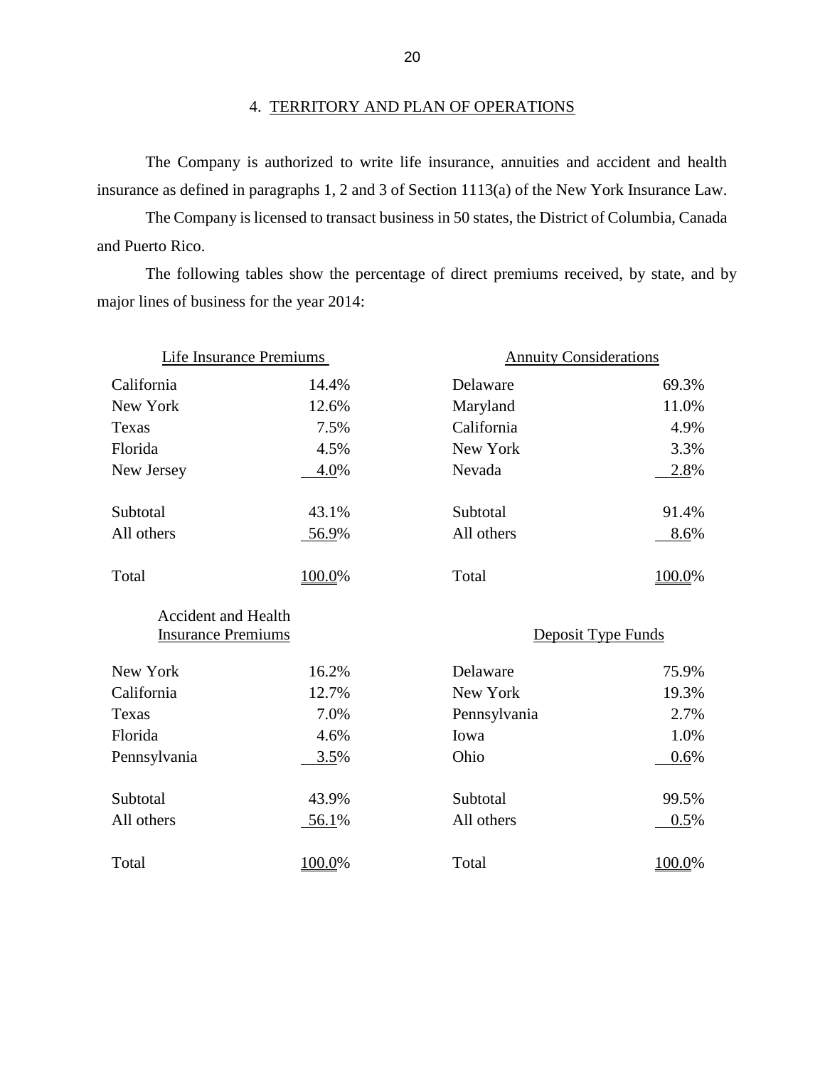## 4. TERRITORY AND PLAN OF OPERATIONS

The Company is authorized to write life insurance, annuities and accident and health insurance as defined in paragraphs 1, 2 and 3 of Section 1113(a) of the New York Insurance Law.

The Company is licensed to transact business in 50 states, the District of Columbia, Canada and Puerto Rico.

The following tables show the percentage of direct premiums received, by state, and by major lines of business for the year 2014:

| Life Insurance Premiums | |
|---|---|
| California | 14.4% |
| New York | 12.6% |
| Texas | 7.5% |
| Florida | 4.5% |
| New Jersey | 4.0% |
| Subtotal | 43.1% |
| All others | 56.9% |
| Total | 100.0% |

| Annuity Considerations | |
|---|---|
| Delaware | 69.3% |
| Maryland | 11.0% |
| California | 4.9% |
| New York | 3.3% |
| Nevada | 2.8% |
| Subtotal | 91.4% |
| All others | 8.6% |
| Total | 100.0% |

| Accident and Health Insurance Premiums | |
|---|---|
| New York | 16.2% |
| California | 12.7% |
| Texas | 7.0% |
| Florida | 4.6% |
| Pennsylvania | 3.5% |
| Subtotal | 43.9% |
| All others | 56.1% |
| Total | 100.0% |

| Deposit Type Funds | |
|---|---|
| Delaware | 75.9% |
| New York | 19.3% |
| Pennsylvania | 2.7% |
| Iowa | 1.0% |
| Ohio | 0.6% |
| Subtotal | 99.5% |
| All others | 0.5% |
| Total | 100.0% |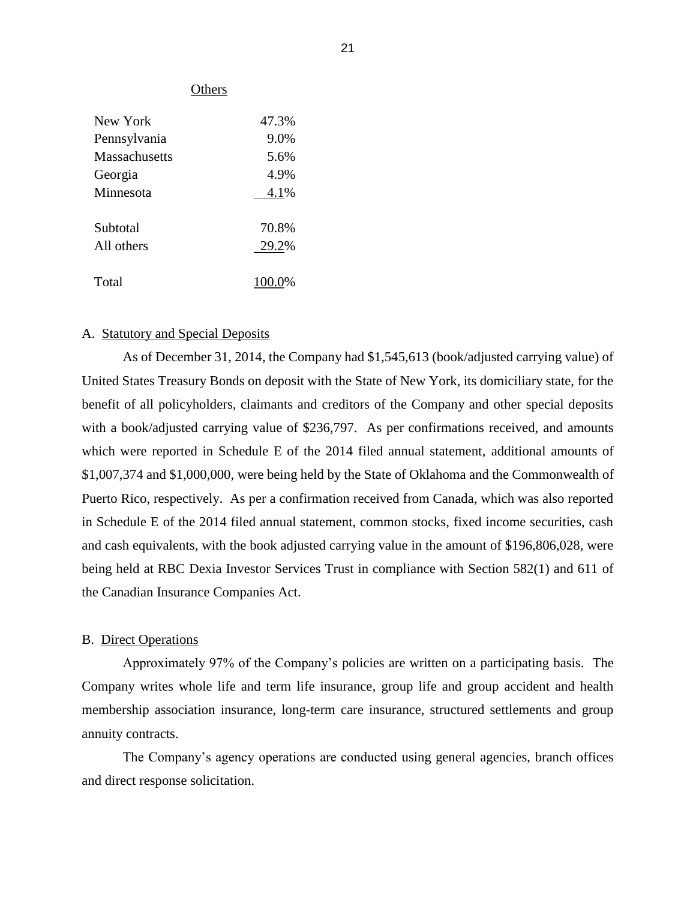Others

| | |
|---|---|
| New York | 47.3% |
| Pennsylvania | 9.0% |
| Massachusetts | 5.6% |
| Georgia | 4.9% |
| Minnesota | 4.1% |
| Subtotal | 70.8% |
| All others | 29.2% |
| Total | 100.0% |

A. Statutory and Special Deposits

As of December 31, 2014, the Company had $1,545,613 (book/adjusted carrying value) of United States Treasury Bonds on deposit with the State of New York, its domiciliary state, for the benefit of all policyholders, claimants and creditors of the Company and other special deposits with a book/adjusted carrying value of $236,797. As per confirmations received, and amounts which were reported in Schedule E of the 2014 filed annual statement, additional amounts of $1,007,374 and $1,000,000, were being held by the State of Oklahoma and the Commonwealth of Puerto Rico, respectively. As per a confirmation received from Canada, which was also reported in Schedule E of the 2014 filed annual statement, common stocks, fixed income securities, cash and cash equivalents, with the book adjusted carrying value in the amount of $196,806,028, were being held at RBC Dexia Investor Services Trust in compliance with Section 582(1) and 611 of the Canadian Insurance Companies Act.

B. Direct Operations

Approximately 97% of the Company's policies are written on a participating basis. The Company writes whole life and term life insurance, group life and group accident and health membership association insurance, long-term care insurance, structured settlements and group annuity contracts.

The Company's agency operations are conducted using general agencies, branch offices and direct response solicitation.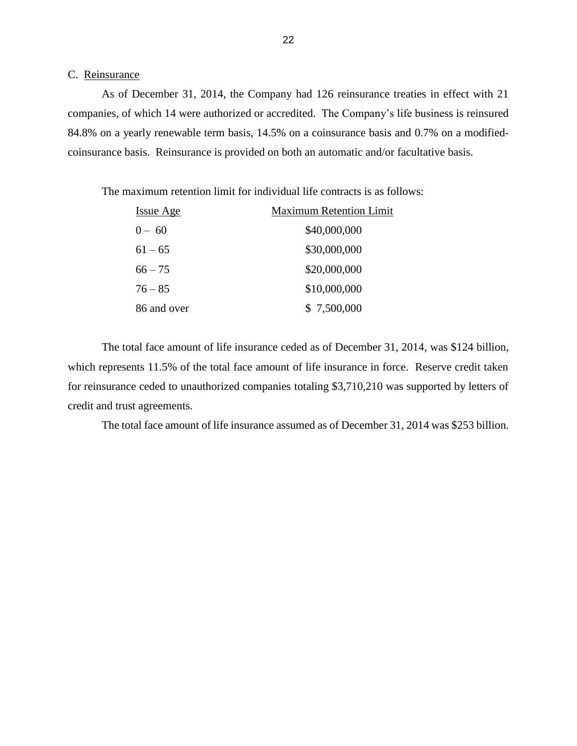C. Reinsurance

As of December 31, 2014, the Company had 126 reinsurance treaties in effect with 21 companies, of which 14 were authorized or accredited. The Company's life business is reinsured 84.8% on a yearly renewable term basis, 14.5% on a coinsurance basis and 0.7% on a modified-coinsurance basis. Reinsurance is provided on both an automatic and/or facultative basis.

The maximum retention limit for individual life contracts is as follows:

| Issue Age | Maximum Retention Limit |
|---|---|
| 0 – 60 | $40,000,000 |
| 61 – 65 | $30,000,000 |
| 66 – 75 | $20,000,000 |
| 76 – 85 | $10,000,000 |
| 86 and over | $ 7,500,000 |

The total face amount of life insurance ceded as of December 31, 2014, was $124 billion, which represents 11.5% of the total face amount of life insurance in force. Reserve credit taken for reinsurance ceded to unauthorized companies totaling $3,710,210 was supported by letters of credit and trust agreements.

The total face amount of life insurance assumed as of December 31, 2014 was $253 billion.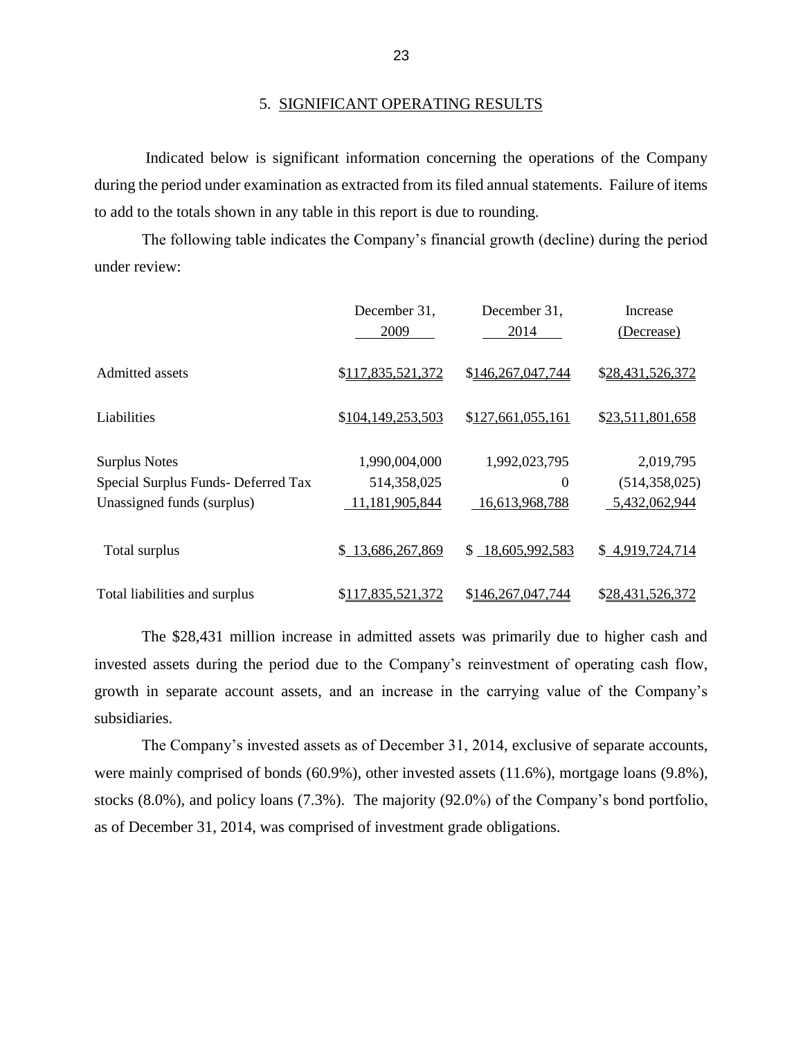## 5. SIGNIFICANT OPERATING RESULTS

Indicated below is significant information concerning the operations of the Company during the period under examination as extracted from its filed annual statements. Failure of items to add to the totals shown in any table in this report is due to rounding.

The following table indicates the Company's financial growth (decline) during the period under review:

| | December 31, 2009 | December 31, 2014 | Increase (Decrease) |
|---|---|---|---|
| Admitted assets | $117,835,521,372 | $146,267,047,744 | $28,431,526,372 |
| Liabilities | $104,149,253,503 | $127,661,055,161 | $23,511,801,658 |
| Surplus Notes | 1,990,004,000 | 1,992,023,795 | 2,019,795 |
| Special Surplus Funds- Deferred Tax | 514,358,025 | 0 | (514,358,025) |
| Unassigned funds (surplus) | 11,181,905,844 | 16,613,968,788 | 5,432,062,944 |
| Total surplus | $ 13,686,267,869 | $ 18,605,992,583 | $ 4,919,724,714 |
| Total liabilities and surplus | $117,835,521,372 | $146,267,047,744 | $28,431,526,372 |

The $28,431 million increase in admitted assets was primarily due to higher cash and invested assets during the period due to the Company's reinvestment of operating cash flow, growth in separate account assets, and an increase in the carrying value of the Company's subsidiaries.

The Company's invested assets as of December 31, 2014, exclusive of separate accounts, were mainly comprised of bonds (60.9%), other invested assets (11.6%), mortgage loans (9.8%), stocks (8.0%), and policy loans (7.3%). The majority (92.0%) of the Company's bond portfolio, as of December 31, 2014, was comprised of investment grade obligations.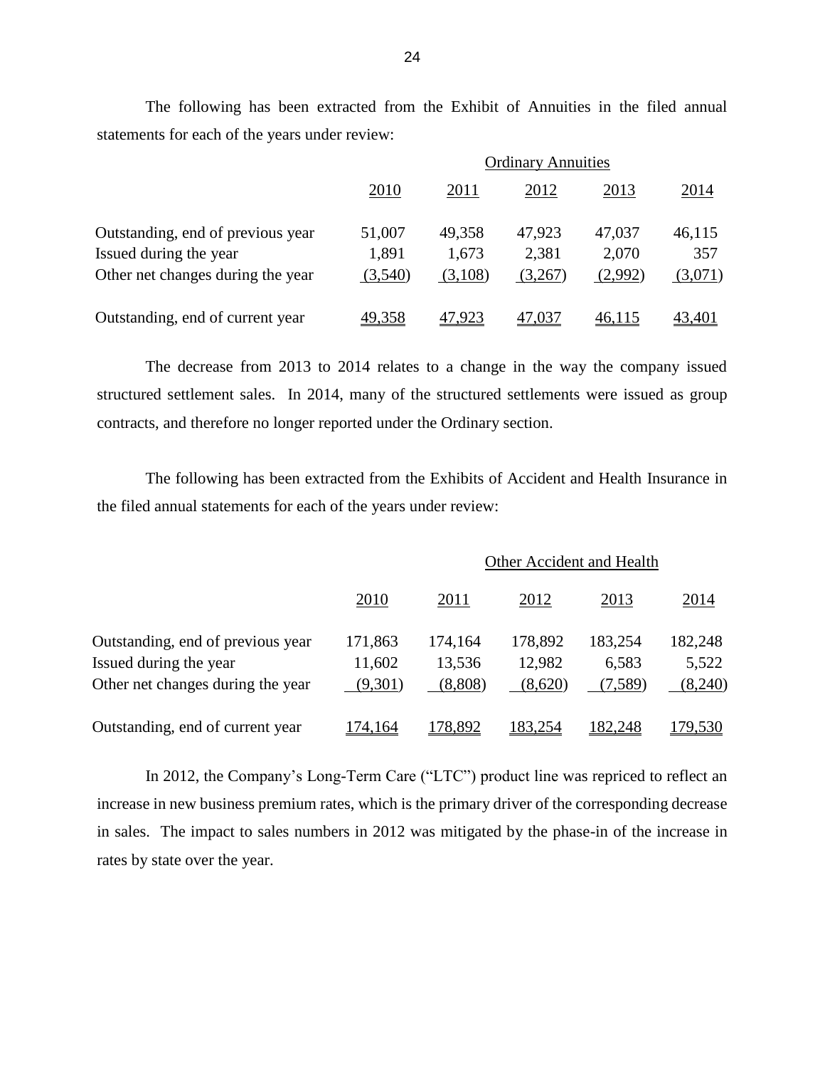The following has been extracted from the Exhibit of Annuities in the filed annual statements for each of the years under review:

| | Ordinary Annuities | | | | |
|---|---|---|---|---|---|
| | 2010 | 2011 | 2012 | 2013 | 2014 |
| Outstanding, end of previous year | 51,007 | 49,358 | 47,923 | 47,037 | 46,115 |
| Issued during the year | 1,891 | 1,673 | 2,381 | 2,070 | 357 |
| Other net changes during the year | (3,540) | (3,108) | (3,267) | (2,992) | (3,071) |
| Outstanding, end of current year | 49,358 | 47,923 | 47,037 | 46,115 | 43,401 |

The decrease from 2013 to 2014 relates to a change in the way the company issued structured settlement sales. In 2014, many of the structured settlements were issued as group contracts, and therefore no longer reported under the Ordinary section.

The following has been extracted from the Exhibits of Accident and Health Insurance in the filed annual statements for each of the years under review:

| | Other Accident and Health | | | | |
|---|---|---|---|---|---|
| | 2010 | 2011 | 2012 | 2013 | 2014 |
| Outstanding, end of previous year | 171,863 | 174,164 | 178,892 | 183,254 | 182,248 |
| Issued during the year | 11,602 | 13,536 | 12,982 | 6,583 | 5,522 |
| Other net changes during the year | (9,301) | (8,808) | (8,620) | (7,589) | (8,240) |
| Outstanding, end of current year | 174,164 | 178,892 | 183,254 | 182,248 | 179,530 |

In 2012, the Company's Long-Term Care ("LTC") product line was repriced to reflect an increase in new business premium rates, which is the primary driver of the corresponding decrease in sales. The impact to sales numbers in 2012 was mitigated by the phase-in of the increase in rates by state over the year.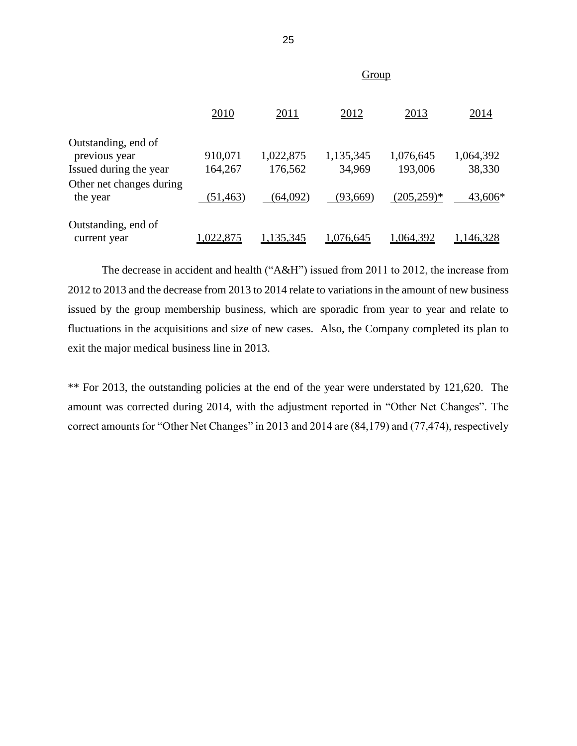| | Group | | | | |
|---|---|---|---|---|---|
| | 2010 | 2011 | 2012 | 2013 | 2014 |
| Outstanding, end of previous year | 910,071 | 1,022,875 | 1,135,345 | 1,076,645 | 1,064,392 |
| Issued during the year | 164,267 | 176,562 | 34,969 | 193,006 | 38,330 |
| Other net changes during the year | (51,463) | (64,092) | (93,669) | (205,259)* | 43,606* |
| Outstanding, end of current year | 1,022,875 | 1,135,345 | 1,076,645 | 1,064,392 | 1,146,328 |

The decrease in accident and health ("A&H") issued from 2011 to 2012, the increase from 2012 to 2013 and the decrease from 2013 to 2014 relate to variations in the amount of new business issued by the group membership business, which are sporadic from year to year and relate to fluctuations in the acquisitions and size of new cases. Also, the Company completed its plan to exit the major medical business line in 2013.

** For 2013, the outstanding policies at the end of the year were understated by 121,620. The amount was corrected during 2014, with the adjustment reported in "Other Net Changes". The correct amounts for "Other Net Changes" in 2013 and 2014 are (84,179) and (77,474), respectively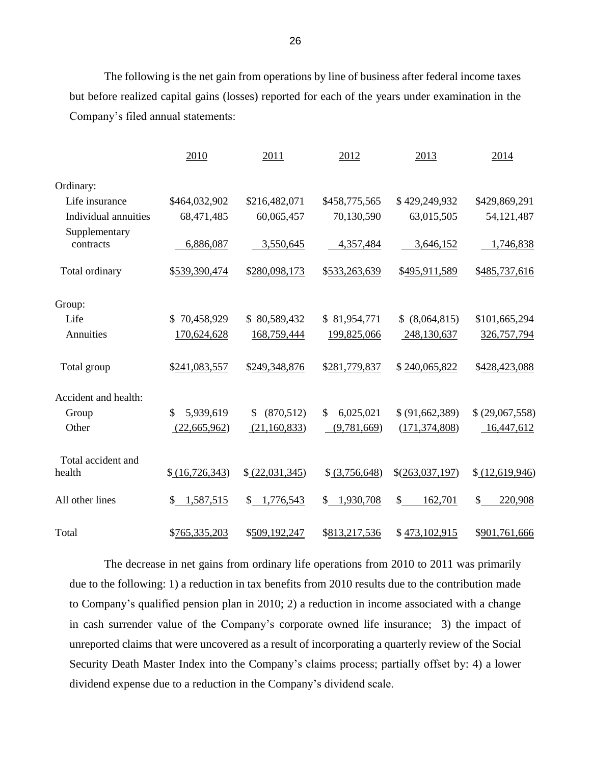The following is the net gain from operations by line of business after federal income taxes but before realized capital gains (losses) reported for each of the years under examination in the Company's filed annual statements:

| | 2010 | 2011 | 2012 | 2013 | 2014 |
|---|---|---|---|---|---|
| Ordinary: | | | | | |
| Life insurance | $464,032,902 | $216,482,071 | $458,775,565 | $ 429,249,932 | $429,869,291 |
| Individual annuities | 68,471,485 | 60,065,457 | 70,130,590 | 63,015,505 | 54,121,487 |
| Supplementary contracts | 6,886,087 | 3,550,645 | 4,357,484 | 3,646,152 | 1,746,838 |
| Total ordinary | $539,390,474 | $280,098,173 | $533,263,639 | $495,911,589 | $485,737,616 |
| Group: | | | | | |
| Life | $ 70,458,929 | $ 80,589,432 | $ 81,954,771 | $ (8,064,815) | $101,665,294 |
| Annuities | 170,624,628 | 168,759,444 | 199,825,066 | 248,130,637 | 326,757,794 |
| Total group | $241,083,557 | $249,348,876 | $281,779,837 | $ 240,065,822 | $428,423,088 |
| Accident and health: | | | | | |
| Group | $ 5,939,619 | $ (870,512) | $ 6,025,021 | $ (91,662,389) | $ (29,067,558) |
| Other | (22,665,962) | (21,160,833) | (9,781,669) | (171,374,808) | 16,447,612 |
| Total accident and health | $ (16,726,343) | $ (22,031,345) | $ (3,756,648) | $(263,037,197) | $ (12,619,946) |
| All other lines | $ 1,587,515 | $ 1,776,543 | $ 1,930,708 | $ 162,701 | $ 220,908 |
| Total | $765,335,203 | $509,192,247 | $813,217,536 | $ 473,102,915 | $901,761,666 |

The decrease in net gains from ordinary life operations from 2010 to 2011 was primarily due to the following: 1) a reduction in tax benefits from 2010 results due to the contribution made to Company's qualified pension plan in 2010; 2) a reduction in income associated with a change in cash surrender value of the Company's corporate owned life insurance; 3) the impact of unreported claims that were uncovered as a result of incorporating a quarterly review of the Social Security Death Master Index into the Company's claims process; partially offset by: 4) a lower dividend expense due to a reduction in the Company's dividend scale.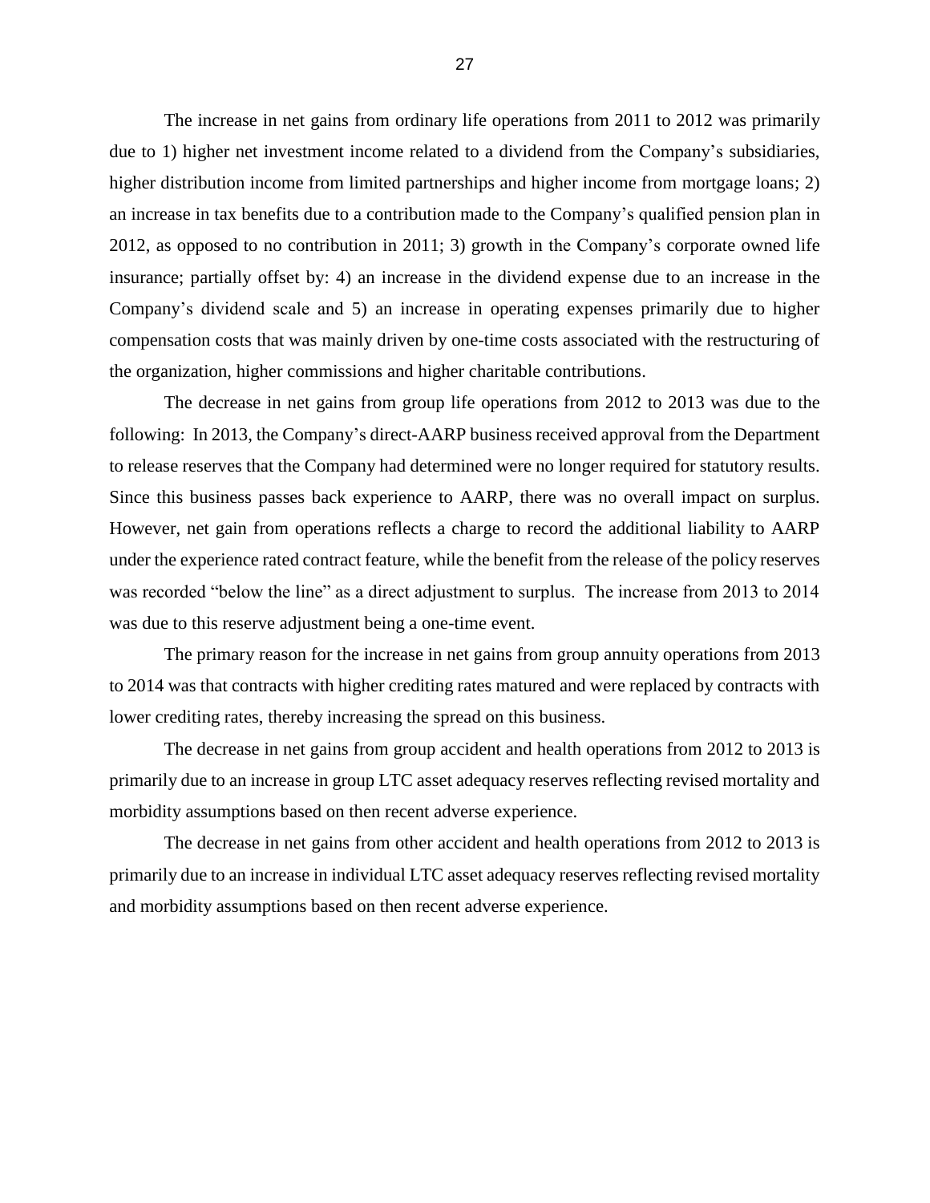The increase in net gains from ordinary life operations from 2011 to 2012 was primarily due to 1) higher net investment income related to a dividend from the Company's subsidiaries, higher distribution income from limited partnerships and higher income from mortgage loans; 2) an increase in tax benefits due to a contribution made to the Company's qualified pension plan in 2012, as opposed to no contribution in 2011; 3) growth in the Company's corporate owned life insurance; partially offset by: 4) an increase in the dividend expense due to an increase in the Company's dividend scale and 5) an increase in operating expenses primarily due to higher compensation costs that was mainly driven by one-time costs associated with the restructuring of the organization, higher commissions and higher charitable contributions.

The decrease in net gains from group life operations from 2012 to 2013 was due to the following: In 2013, the Company's direct-AARP business received approval from the Department to release reserves that the Company had determined were no longer required for statutory results. Since this business passes back experience to AARP, there was no overall impact on surplus. However, net gain from operations reflects a charge to record the additional liability to AARP under the experience rated contract feature, while the benefit from the release of the policy reserves was recorded "below the line" as a direct adjustment to surplus. The increase from 2013 to 2014 was due to this reserve adjustment being a one-time event.

The primary reason for the increase in net gains from group annuity operations from 2013 to 2014 was that contracts with higher crediting rates matured and were replaced by contracts with lower crediting rates, thereby increasing the spread on this business.

The decrease in net gains from group accident and health operations from 2012 to 2013 is primarily due to an increase in group LTC asset adequacy reserves reflecting revised mortality and morbidity assumptions based on then recent adverse experience.

The decrease in net gains from other accident and health operations from 2012 to 2013 is primarily due to an increase in individual LTC asset adequacy reserves reflecting revised mortality and morbidity assumptions based on then recent adverse experience.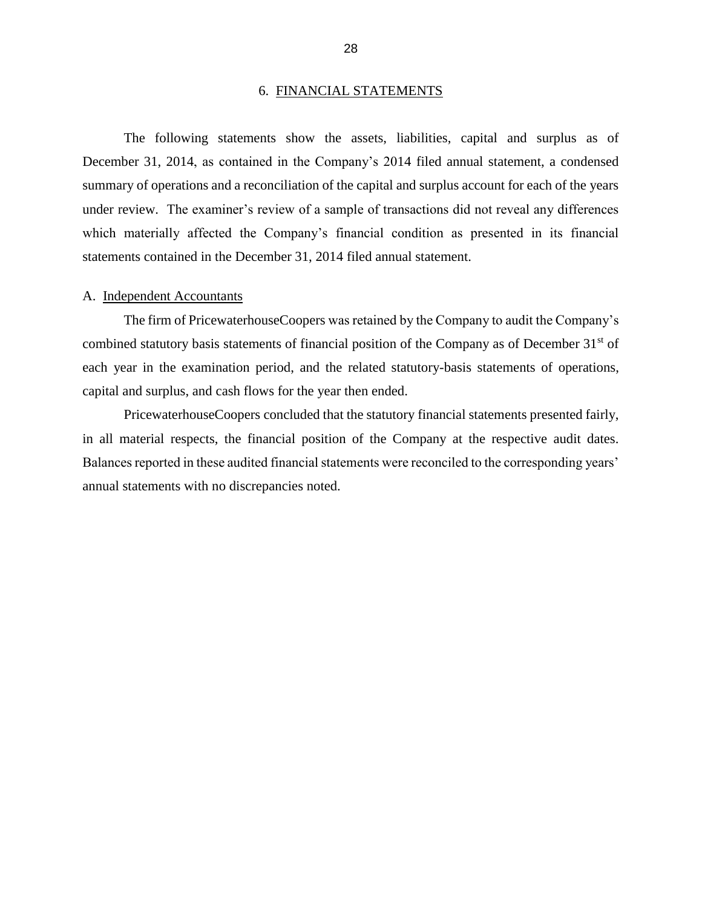## 6. FINANCIAL STATEMENTS

The following statements show the assets, liabilities, capital and surplus as of December 31, 2014, as contained in the Company's 2014 filed annual statement, a condensed summary of operations and a reconciliation of the capital and surplus account for each of the years under review. The examiner's review of a sample of transactions did not reveal any differences which materially affected the Company's financial condition as presented in its financial statements contained in the December 31, 2014 filed annual statement.

### A. Independent Accountants

The firm of PricewaterhouseCoopers was retained by the Company to audit the Company's combined statutory basis statements of financial position of the Company as of December 31st of each year in the examination period, and the related statutory-basis statements of operations, capital and surplus, and cash flows for the year then ended.

PricewaterhouseCoopers concluded that the statutory financial statements presented fairly, in all material respects, the financial position of the Company at the respective audit dates. Balances reported in these audited financial statements were reconciled to the corresponding years' annual statements with no discrepancies noted.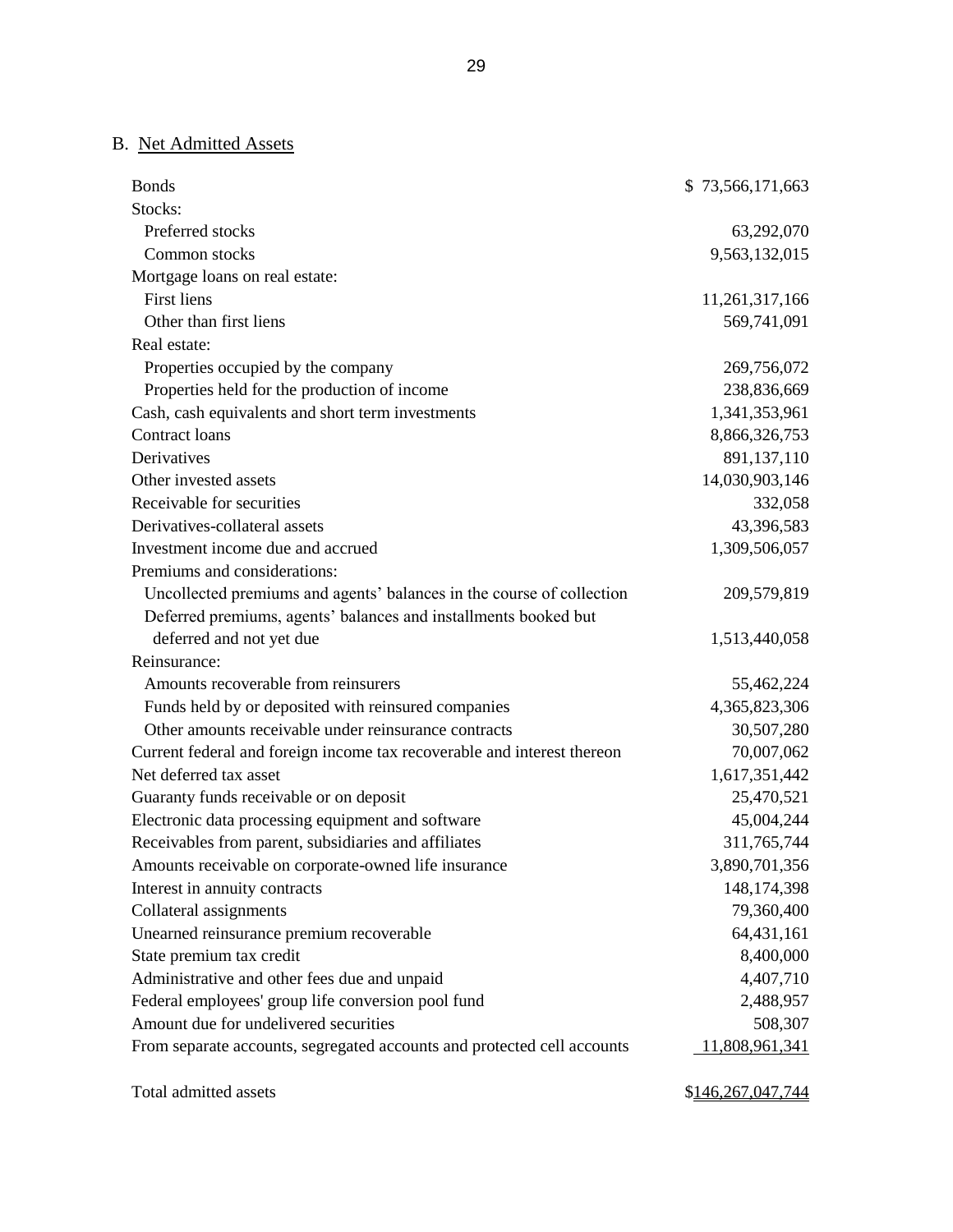B. Net Admitted Assets

| | |
|---|---|
| Bonds | $ 73,566,171,663 |
| Stocks: | |
| Preferred stocks | 63,292,070 |
| Common stocks | 9,563,132,015 |
| Mortgage loans on real estate: | |
| First liens | 11,261,317,166 |
| Other than first liens | 569,741,091 |
| Real estate: | |
| Properties occupied by the company | 269,756,072 |
| Properties held for the production of income | 238,836,669 |
| Cash, cash equivalents and short term investments | 1,341,353,961 |
| Contract loans | 8,866,326,753 |
| Derivatives | 891,137,110 |
| Other invested assets | 14,030,903,146 |
| Receivable for securities | 332,058 |
| Derivatives-collateral assets | 43,396,583 |
| Investment income due and accrued | 1,309,506,057 |
| Premiums and considerations: | |
| Uncollected premiums and agents' balances in the course of collection | 209,579,819 |
| Deferred premiums, agents' balances and installments booked but deferred and not yet due | 1,513,440,058 |
| Reinsurance: | |
| Amounts recoverable from reinsurers | 55,462,224 |
| Funds held by or deposited with reinsured companies | 4,365,823,306 |
| Other amounts receivable under reinsurance contracts | 30,507,280 |
| Current federal and foreign income tax recoverable and interest thereon | 70,007,062 |
| Net deferred tax asset | 1,617,351,442 |
| Guaranty funds receivable or on deposit | 25,470,521 |
| Electronic data processing equipment and software | 45,004,244 |
| Receivables from parent, subsidiaries and affiliates | 311,765,744 |
| Amounts receivable on corporate-owned life insurance | 3,890,701,356 |
| Interest in annuity contracts | 148,174,398 |
| Collateral assignments | 79,360,400 |
| Unearned reinsurance premium recoverable | 64,431,161 |
| State premium tax credit | 8,400,000 |
| Administrative and other fees due and unpaid | 4,407,710 |
| Federal employees' group life conversion pool fund | 2,488,957 |
| Amount due for undelivered securities | 508,307 |
| From separate accounts, segregated accounts and protected cell accounts | 11,808,961,341 |
| Total admitted assets | $146,267,047,744 |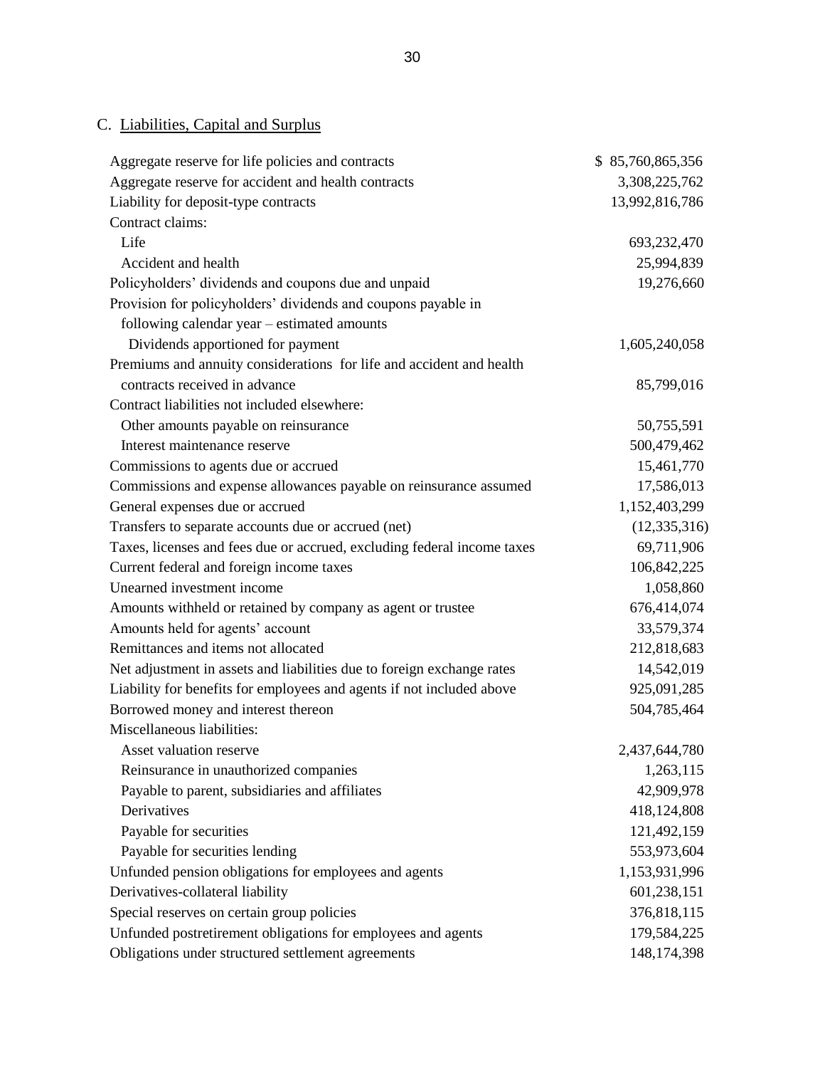## C. Liabilities, Capital and Surplus

| | |
|---|---|
| Aggregate reserve for life policies and contracts | $ 85,760,865,356 |
| Aggregate reserve for accident and health contracts | 3,308,225,762 |
| Liability for deposit-type contracts | 13,992,816,786 |
| Contract claims: | |
| Life | 693,232,470 |
| Accident and health | 25,994,839 |
| Policyholders' dividends and coupons due and unpaid | 19,276,660 |
| Provision for policyholders' dividends and coupons payable in following calendar year – estimated amounts | |
| Dividends apportioned for payment | 1,605,240,058 |
| Premiums and annuity considerations for life and accident and health contracts received in advance | 85,799,016 |
| Contract liabilities not included elsewhere: | |
| Other amounts payable on reinsurance | 50,755,591 |
| Interest maintenance reserve | 500,479,462 |
| Commissions to agents due or accrued | 15,461,770 |
| Commissions and expense allowances payable on reinsurance assumed | 17,586,013 |
| General expenses due or accrued | 1,152,403,299 |
| Transfers to separate accounts due or accrued (net) | (12,335,316) |
| Taxes, licenses and fees due or accrued, excluding federal income taxes | 69,711,906 |
| Current federal and foreign income taxes | 106,842,225 |
| Unearned investment income | 1,058,860 |
| Amounts withheld or retained by company as agent or trustee | 676,414,074 |
| Amounts held for agents' account | 33,579,374 |
| Remittances and items not allocated | 212,818,683 |
| Net adjustment in assets and liabilities due to foreign exchange rates | 14,542,019 |
| Liability for benefits for employees and agents if not included above | 925,091,285 |
| Borrowed money and interest thereon | 504,785,464 |
| Miscellaneous liabilities: | |
| Asset valuation reserve | 2,437,644,780 |
| Reinsurance in unauthorized companies | 1,263,115 |
| Payable to parent, subsidiaries and affiliates | 42,909,978 |
| Derivatives | 418,124,808 |
| Payable for securities | 121,492,159 |
| Payable for securities lending | 553,973,604 |
| Unfunded pension obligations for employees and agents | 1,153,931,996 |
| Derivatives-collateral liability | 601,238,151 |
| Special reserves on certain group policies | 376,818,115 |
| Unfunded postretirement obligations for employees and agents | 179,584,225 |
| Obligations under structured settlement agreements | 148,174,398 |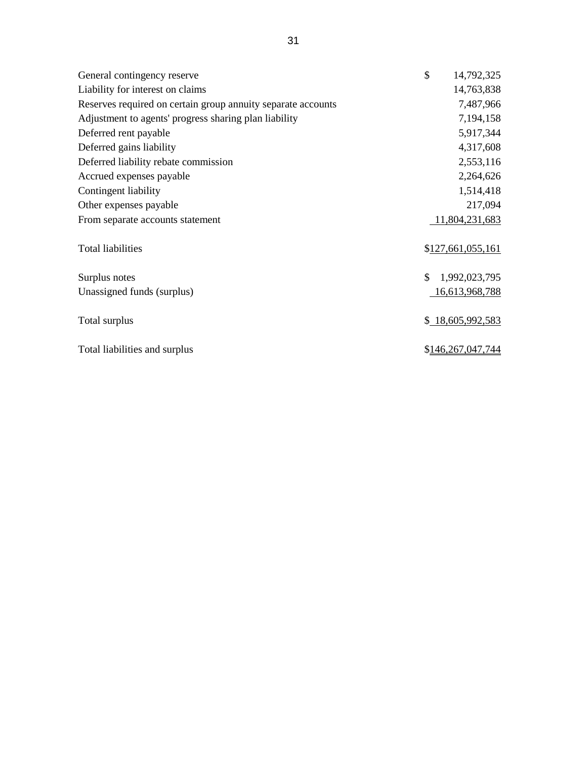| | |
|---|---|
| General contingency reserve | $ 14,792,325 |
| Liability for interest on claims | 14,763,838 |
| Reserves required on certain group annuity separate accounts | 7,487,966 |
| Adjustment to agents' progress sharing plan liability | 7,194,158 |
| Deferred rent payable | 5,917,344 |
| Deferred gains liability | 4,317,608 |
| Deferred liability rebate commission | 2,553,116 |
| Accrued expenses payable | 2,264,626 |
| Contingent liability | 1,514,418 |
| Other expenses payable | 217,094 |
| From separate accounts statement | 11,804,231,683 |
| Total liabilities | $127,661,055,161 |
| Surplus notes | $ 1,992,023,795 |
| Unassigned funds (surplus) | 16,613,968,788 |
| Total surplus | $ 18,605,992,583 |
| Total liabilities and surplus | $146,267,047,744 |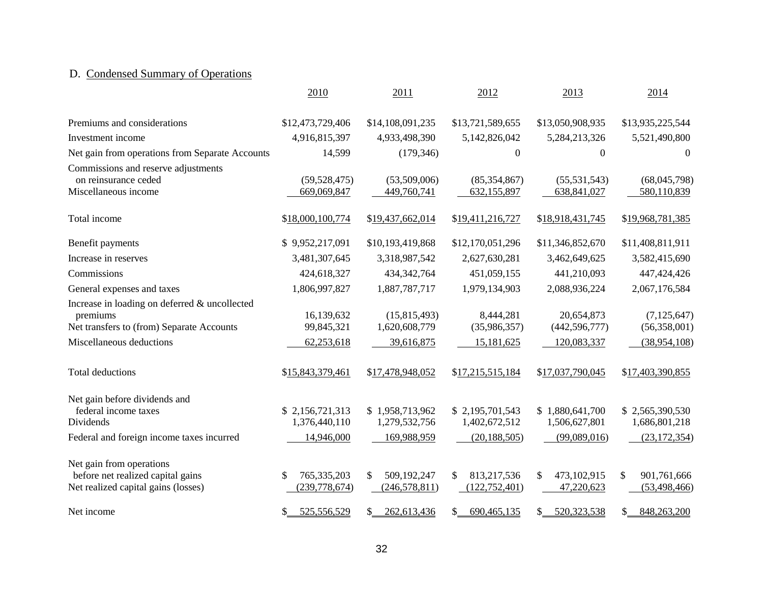D. Condensed Summary of Operations

| | 2010 | 2011 | 2012 | 2013 | 2014 |
|---|---|---|---|---|---|
| Premiums and considerations | $12,473,729,406 | $14,108,091,235 | $13,721,589,655 | $13,050,908,935 | $13,935,225,544 |
| Investment income | 4,916,815,397 | 4,933,498,390 | 5,142,826,042 | 5,284,213,326 | 5,521,490,800 |
| Net gain from operations from Separate Accounts | 14,599 | (179,346) | 0 | 0 | 0 |
| Commissions and reserve adjustments on reinsurance ceded | (59,528,475) | (53,509,006) | (85,354,867) | (55,531,543) | (68,045,798) |
| Miscellaneous income | 669,069,847 | 449,760,741 | 632,155,897 | 638,841,027 | 580,110,839 |
| Total income | $18,000,100,774 | $19,437,662,014 | $19,411,216,727 | $18,918,431,745 | $19,968,781,385 |
| Benefit payments | $ 9,952,217,091 | $10,193,419,868 | $12,170,051,296 | $11,346,852,670 | $11,408,811,911 |
| Increase in reserves | 3,481,307,645 | 3,318,987,542 | 2,627,630,281 | 3,462,649,625 | 3,582,415,690 |
| Commissions | 424,618,327 | 434,342,764 | 451,059,155 | 441,210,093 | 447,424,426 |
| General expenses and taxes | 1,806,997,827 | 1,887,787,717 | 1,979,134,903 | 2,088,936,224 | 2,067,176,584 |
| Increase in loading on deferred & uncollected premiums | 16,139,632 | (15,815,493) | 8,444,281 | 20,654,873 | (7,125,647) |
| Net transfers to (from) Separate Accounts | 99,845,321 | 1,620,608,779 | (35,986,357) | (442,596,777) | (56,358,001) |
| Miscellaneous deductions | 62,253,618 | 39,616,875 | 15,181,625 | 120,083,337 | (38,954,108) |
| Total deductions | $15,843,379,461 | $17,478,948,052 | $17,215,515,184 | $17,037,790,045 | $17,403,390,855 |
| Net gain before dividends and federal income taxes | $ 2,156,721,313 | $ 1,958,713,962 | $ 2,195,701,543 | $ 1,880,641,700 | $ 2,565,390,530 |
| Dividends | 1,376,440,110 | 1,279,532,756 | 1,402,672,512 | 1,506,627,801 | 1,686,801,218 |
| Federal and foreign income taxes incurred | 14,946,000 | 169,988,959 | (20,188,505) | (99,089,016) | (23,172,354) |
| Net gain from operations before net realized capital gains | $ 765,335,203 | $ 509,192,247 | $ 813,217,536 | $ 473,102,915 | $ 901,761,666 |
| Net realized capital gains (losses) | (239,778,674) | (246,578,811) | (122,752,401) | 47,220,623 | (53,498,466) |
| Net income | $ 525,556,529 | $ 262,613,436 | $ 690,465,135 | $ 520,323,538 | $ 848,263,200 |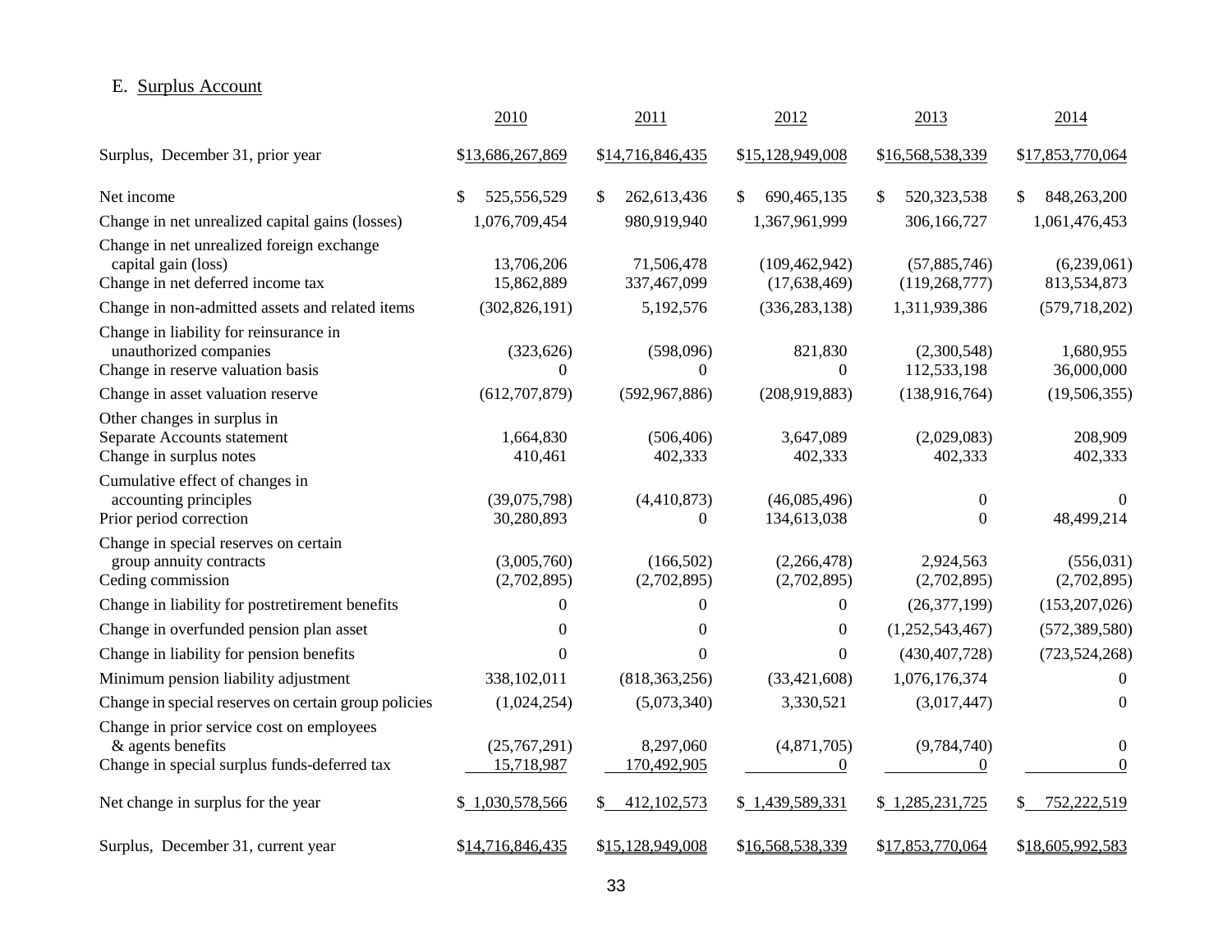E. Surplus Account

| | 2010 | 2011 | 2012 | 2013 | 2014 |
|---|---|---|---|---|---|
| Surplus, December 31, prior year | $13,686,267,869 | $14,716,846,435 | $15,128,949,008 | $16,568,538,339 | $17,853,770,064 |
| Net income | $ 525,556,529 | $ 262,613,436 | $ 690,465,135 | $ 520,323,538 | $ 848,263,200 |
| Change in net unrealized capital gains (losses) | 1,076,709,454 | 980,919,940 | 1,367,961,999 | 306,166,727 | 1,061,476,453 |
| Change in net unrealized foreign exchange capital gain (loss) | 13,706,206 | 71,506,478 | (109,462,942) | (57,885,746) | (6,239,061) |
| Change in net deferred income tax | 15,862,889 | 337,467,099 | (17,638,469) | (119,268,777) | 813,534,873 |
| Change in non-admitted assets and related items | (302,826,191) | 5,192,576 | (336,283,138) | 1,311,939,386 | (579,718,202) |
| Change in liability for reinsurance in unauthorized companies | (323,626) | (598,096) | 821,830 | (2,300,548) | 1,680,955 |
| Change in reserve valuation basis | 0 | 0 | 0 | 112,533,198 | 36,000,000 |
| Change in asset valuation reserve | (612,707,879) | (592,967,886) | (208,919,883) | (138,916,764) | (19,506,355) |
| Other changes in surplus in Separate Accounts statement | 1,664,830 | (506,406) | 3,647,089 | (2,029,083) | 208,909 |
| Change in surplus notes | 410,461 | 402,333 | 402,333 | 402,333 | 402,333 |
| Cumulative effect of changes in accounting principles | (39,075,798) | (4,410,873) | (46,085,496) | 0 | 0 |
| Prior period correction | 30,280,893 | 0 | 134,613,038 | 0 | 48,499,214 |
| Change in special reserves on certain group annuity contracts | (3,005,760) | (166,502) | (2,266,478) | 2,924,563 | (556,031) |
| Ceding commission | (2,702,895) | (2,702,895) | (2,702,895) | (2,702,895) | (2,702,895) |
| Change in liability for postretirement benefits | 0 | 0 | 0 | (26,377,199) | (153,207,026) |
| Change in overfunded pension plan asset | 0 | 0 | 0 | (1,252,543,467) | (572,389,580) |
| Change in liability for pension benefits | 0 | 0 | 0 | (430,407,728) | (723,524,268) |
| Minimum pension liability adjustment | 338,102,011 | (818,363,256) | (33,421,608) | 1,076,176,374 | 0 |
| Change in special reserves on certain group policies | (1,024,254) | (5,073,340) | 3,330,521 | (3,017,447) | 0 |
| Change in prior service cost on employees & agents benefits | (25,767,291) | 8,297,060 | (4,871,705) | (9,784,740) | 0 |
| Change in special surplus funds-deferred tax | 15,718,987 | 170,492,905 | 0 | 0 | 0 |
| Net change in surplus for the year | $ 1,030,578,566 | $ 412,102,573 | $ 1,439,589,331 | $ 1,285,231,725 | $ 752,222,519 |
| Surplus, December 31, current year | $14,716,846,435 | $15,128,949,008 | $16,568,538,339 | $17,853,770,064 | $18,605,992,583 |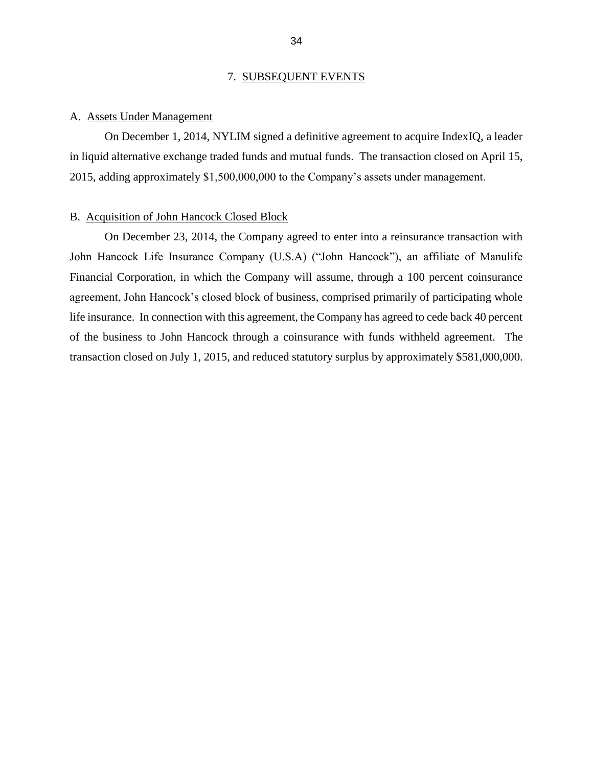## 7. SUBSEQUENT EVENTS

A. Assets Under Management

On December 1, 2014, NYLIM signed a definitive agreement to acquire IndexIQ, a leader in liquid alternative exchange traded funds and mutual funds. The transaction closed on April 15, 2015, adding approximately $1,500,000,000 to the Company's assets under management.

B. Acquisition of John Hancock Closed Block

On December 23, 2014, the Company agreed to enter into a reinsurance transaction with John Hancock Life Insurance Company (U.S.A) ("John Hancock"), an affiliate of Manulife Financial Corporation, in which the Company will assume, through a 100 percent coinsurance agreement, John Hancock's closed block of business, comprised primarily of participating whole life insurance. In connection with this agreement, the Company has agreed to cede back 40 percent of the business to John Hancock through a coinsurance with funds withheld agreement. The transaction closed on July 1, 2015, and reduced statutory surplus by approximately $581,000,000.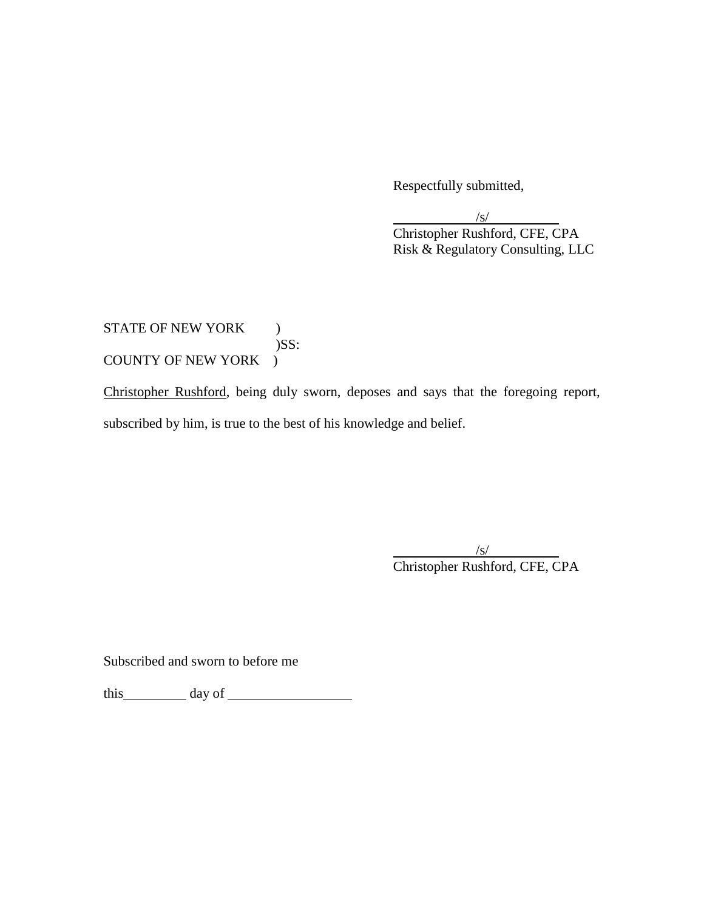Respectfully submitted,

/s/

Christopher Rushford, CFE, CPA
Risk & Regulatory Consulting, LLC

STATE OF NEW YORK )
)SS:
COUNTY OF NEW YORK )

Christopher Rushford, being duly sworn, deposes and says that the foregoing report, subscribed by him, is true to the best of his knowledge and belief.

/s/

Christopher Rushford, CFE, CPA

Subscribed and sworn to before me

this\_\_\_\_\_\_\_\_\_ day of \_\_\_\_\_\_\_\_\_\_\_\_\_\_\_\_\_\_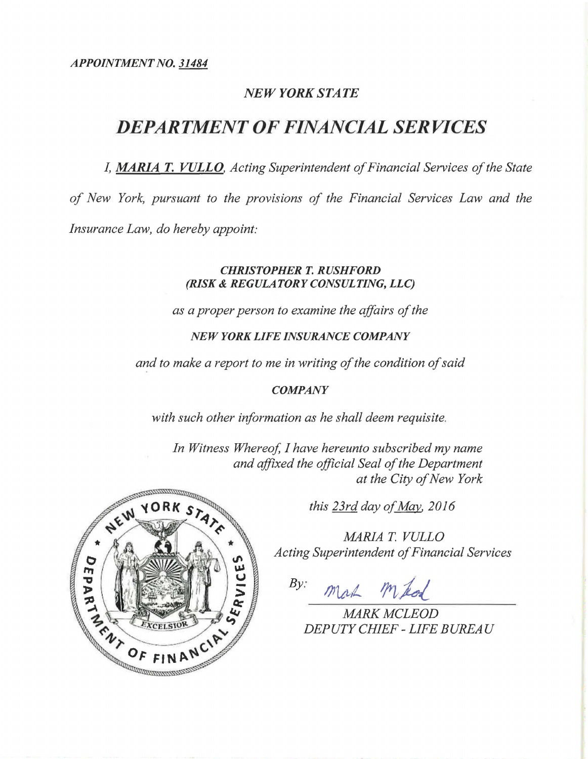*APPOINTMENT NO. 31484*

*NEW YORK STATE*

# *DEPARTMENT OF FINANCIAL SERVICES*

*I, **MARIA T. VULLO**, Acting Superintendent of Financial Services of the State of New York, pursuant to the provisions of the Financial Services Law and the Insurance Law, do hereby appoint:*

***CHRISTOPHER T. RUSHFORD***
***(RISK & REGULATORY CONSULTING, LLC)***

*as a proper person to examine the affairs of the*

*NEW YORK LIFE INSURANCE COMPANY*

*and to make a report to me in writing of the condition of said*

*COMPANY*

*with such other information as he shall deem requisite.*

*In Witness Whereof, I have hereunto subscribed my name and affixed the official Seal of the Department at the City of New York*

*this 23rd day of May, 2016*

*MARIA T. VULLO*
*Acting Superintendent of Financial Services*

*By:* Mark McLeod

*MARK MCLEOD*
*DEPUTY CHIEF - LIFE BUREAU*

NEW YORK STATE ★ DEPARTMENT OF FINANCIAL SERVICES ★ EXCELSIOR